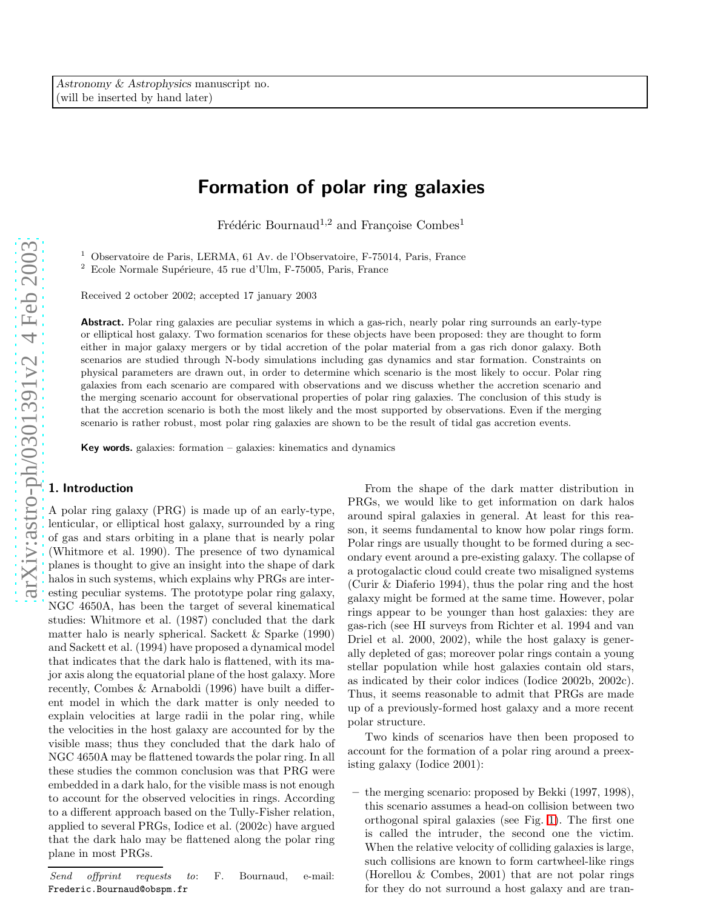Astronomy & Astrophysics manuscript no.
(will be inserted by hand later)

# Formation of polar ring galaxies

Frédéric Bournaud[1,2] and Françoise Combes[1]

[1] Observatoire de Paris, LERMA, 61 Av. de l'Observatoire, F-75014, Paris, France
[2] Ecole Normale Supérieure, 45 rue d'Ulm, F-75005, Paris, France

Received 2 october 2002; accepted 17 january 2003

**Abstract.** Polar ring galaxies are peculiar systems in which a gas-rich, nearly polar ring surrounds an early-type or elliptical host galaxy. Two formation scenarios for these objects have been proposed: they are thought to form either in major galaxy mergers or by tidal accretion of the polar material from a gas rich donor galaxy. Both scenarios are studied through N-body simulations including gas dynamics and star formation. Constraints on physical parameters are drawn out, in order to determine which scenario is the most likely to occur. Polar ring galaxies from each scenario are compared with observations and we discuss whether the accretion scenario and the merging scenario account for observational properties of polar ring galaxies. The conclusion of this study is that the accretion scenario is both the most likely and the most supported by observations. Even if the merging scenario is rather robust, most polar ring galaxies are shown to be the result of tidal gas accretion events.

**Key words.** galaxies: formation – galaxies: kinematics and dynamics

## 1. Introduction

A polar ring galaxy (PRG) is made up of an early-type, lenticular, or elliptical host galaxy, surrounded by a ring of gas and stars orbiting in a plane that is nearly polar (Whitmore et al. 1990). The presence of two dynamical planes is thought to give an insight into the shape of dark halos in such systems, which explains why PRGs are interesting peculiar systems. The prototype polar ring galaxy, NGC 4650A, has been the target of several kinematical studies: Whitmore et al. (1987) concluded that the dark matter halo is nearly spherical. Sackett & Sparke (1990) and Sackett et al. (1994) have proposed a dynamical model that indicates that the dark halo is flattened, with its major axis along the equatorial plane of the host galaxy. More recently, Combes & Arnaboldi (1996) have built a different model in which the dark matter is only needed to explain velocities at large radii in the polar ring, while the velocities in the host galaxy are accounted for by the visible mass; thus they concluded that the dark halo of NGC 4650A may be flattened towards the polar ring. In all these studies the common conclusion was that PRG were embedded in a dark halo, for the visible mass is not enough to account for the observed velocities in rings. According to a different approach based on the Tully-Fisher relation, applied to several PRGs, Iodice et al. (2002c) have argued that the dark halo may be flattened along the polar ring plane in most PRGs.

From the shape of the dark matter distribution in PRGs, we would like to get information on dark halos around spiral galaxies in general. At least for this reason, it seems fundamental to know how polar rings form. Polar rings are usually thought to be formed during a secondary event around a pre-existing galaxy. The collapse of a protogalactic cloud could create two misaligned systems (Curir & Diaferio 1994), thus the polar ring and the host galaxy might be formed at the same time. However, polar rings appear to be younger than host galaxies: they are gas-rich (see HI surveys from Richter et al. 1994 and van Driel et al. 2000, 2002), while the host galaxy is generally depleted of gas; moreover polar rings contain a young stellar population while host galaxies contain old stars, as indicated by their color indices (Iodice 2002b, 2002c). Thus, it seems reasonable to admit that PRGs are made up of a previously-formed host galaxy and a more recent polar structure.

Two kinds of scenarios have then been proposed to account for the formation of a polar ring around a preexisting galaxy (Iodice 2001):

– the merging scenario: proposed by Bekki (1997, 1998), this scenario assumes a head-on collision between two orthogonal spiral galaxies (see Fig. 1). The first one is called the intruder, the second one the victim. When the relative velocity of colliding galaxies is large, such collisions are known to form cartwheel-like rings (Horellou & Combes, 2001) that are not polar rings for they do not surround a host galaxy and are tran-

*Send offprint requests to*: F. Bournaud, e-mail: Frederic.Bournaud@obspm.fr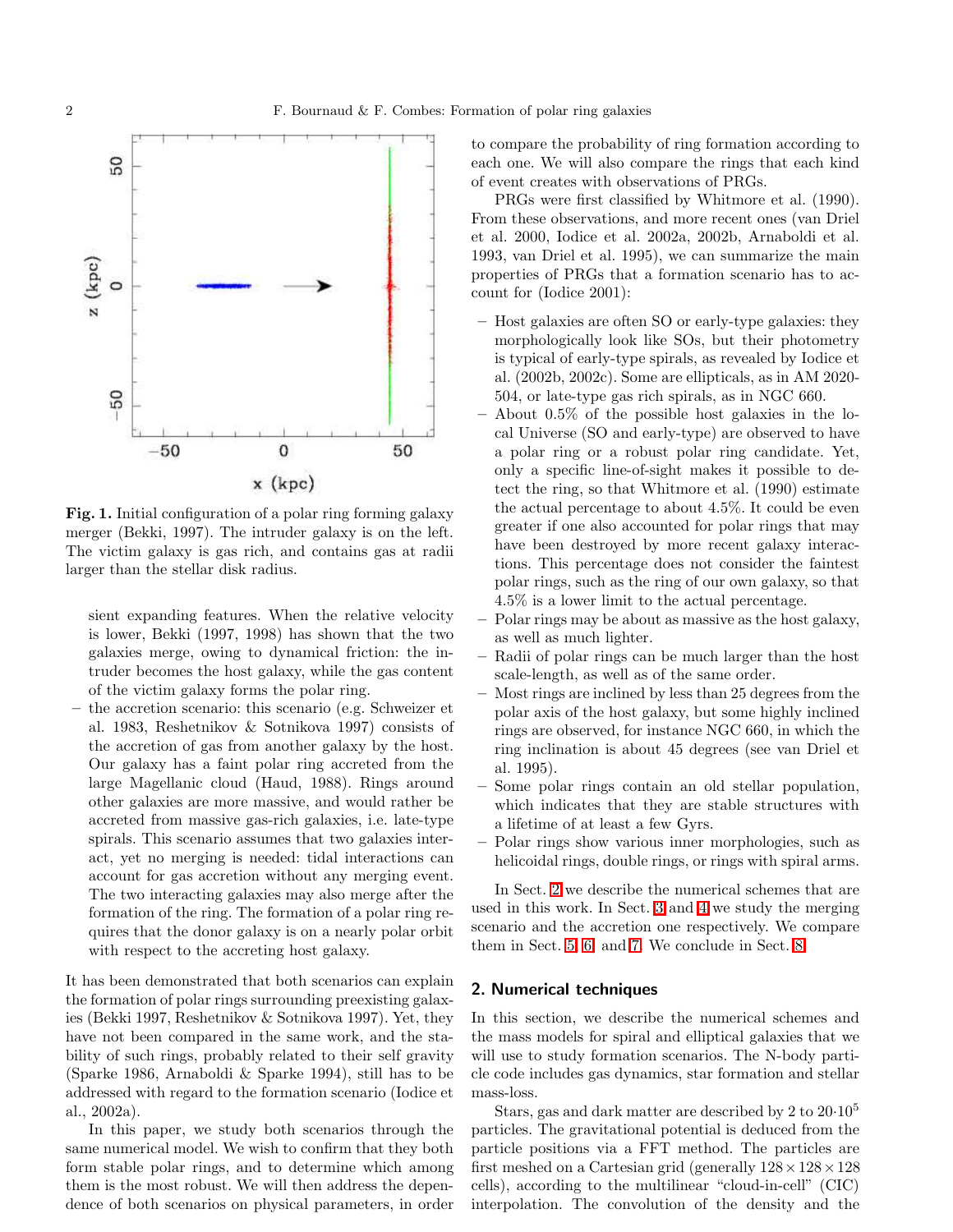Fig. 1. Initial configuration of a polar ring forming galaxy merger (Bekki, 1997). The intruder galaxy is on the left. The victim galaxy is gas rich, and contains gas at radii larger than the stellar disk radius.

sient expanding features. When the relative velocity is lower, Bekki (1997, 1998) has shown that the two galaxies merge, owing to dynamical friction: the intruder becomes the host galaxy, while the gas content of the victim galaxy forms the polar ring.

– the accretion scenario: this scenario (e.g. Schweizer et al. 1983, Reshetnikov & Sotnikova 1997) consists of the accretion of gas from another galaxy by the host. Our galaxy has a faint polar ring accreted from the large Magellanic cloud (Haud, 1988). Rings around other galaxies are more massive, and would rather be accreted from massive gas-rich galaxies, i.e. late-type spirals. This scenario assumes that two galaxies interact, yet no merging is needed: tidal interactions can account for gas accretion without any merging event. The two interacting galaxies may also merge after the formation of the ring. The formation of a polar ring requires that the donor galaxy is on a nearly polar orbit with respect to the accreting host galaxy.

It has been demonstrated that both scenarios can explain the formation of polar rings surrounding preexisting galaxies (Bekki 1997, Reshetnikov & Sotnikova 1997). Yet, they have not been compared in the same work, and the stability of such rings, probably related to their self gravity (Sparke 1986, Arnaboldi & Sparke 1994), still has to be addressed with regard to the formation scenario (Iodice et al., 2002a).

In this paper, we study both scenarios through the same numerical model. We wish to confirm that they both form stable polar rings, and to determine which among them is the most robust. We will then address the dependence of both scenarios on physical parameters, in order to compare the probability of ring formation according to each one. We will also compare the rings that each kind of event creates with observations of PRGs.

PRGs were first classified by Whitmore et al. (1990). From these observations, and more recent ones (van Driel et al. 2000, Iodice et al. 2002a, 2002b, Arnaboldi et al. 1993, van Driel et al. 1995), we can summarize the main properties of PRGs that a formation scenario has to account for (Iodice 2001):

– Host galaxies are often SO or early-type galaxies: they morphologically look like SOs, but their photometry is typical of early-type spirals, as revealed by Iodice et al. (2002b, 2002c). Some are ellipticals, as in AM 2020-504, or late-type gas rich spirals, as in NGC 660.
– About 0.5% of the possible host galaxies in the local Universe (SO and early-type) are observed to have a polar ring or a robust polar ring candidate. Yet, only a specific line-of-sight makes it possible to detect the ring, so that Whitmore et al. (1990) estimate the actual percentage to about 4.5%. It could be even greater if one also accounted for polar rings that may have been destroyed by more recent galaxy interactions. This percentage does not consider the faintest polar rings, such as the ring of our own galaxy, so that 4.5% is a lower limit to the actual percentage.
– Polar rings may be about as massive as the host galaxy, as well as much lighter.
– Radii of polar rings can be much larger than the host scale-length, as well as of the same order.
– Most rings are inclined by less than 25 degrees from the polar axis of the host galaxy, but some highly inclined rings are observed, for instance NGC 660, in which the ring inclination is about 45 degrees (see van Driel et al. 1995).
– Some polar rings contain an old stellar population, which indicates that they are stable structures with a lifetime of at least a few Gyrs.
– Polar rings show various inner morphologies, such as helicoidal rings, double rings, or rings with spiral arms.

In Sect. 2 we describe the numerical schemes that are used in this work. In Sect. 3 and 4 we study the merging scenario and the accretion one respectively. We compare them in Sect. 5, 6, and 7. We conclude in Sect. 8.

## 2. Numerical techniques

In this section, we describe the numerical schemes and the mass models for spiral and elliptical galaxies that we will use to study formation scenarios. The N-body particle code includes gas dynamics, star formation and stellar mass-loss.

Stars, gas and dark matter are described by 2 to $20 \cdot 10^5$ particles. The gravitational potential is deduced from the particle positions via a FFT method. The particles are first meshed on a Cartesian grid (generally $128 \times 128 \times 128$ cells), according to the multilinear "cloud-in-cell" (CIC) interpolation. The convolution of the density and the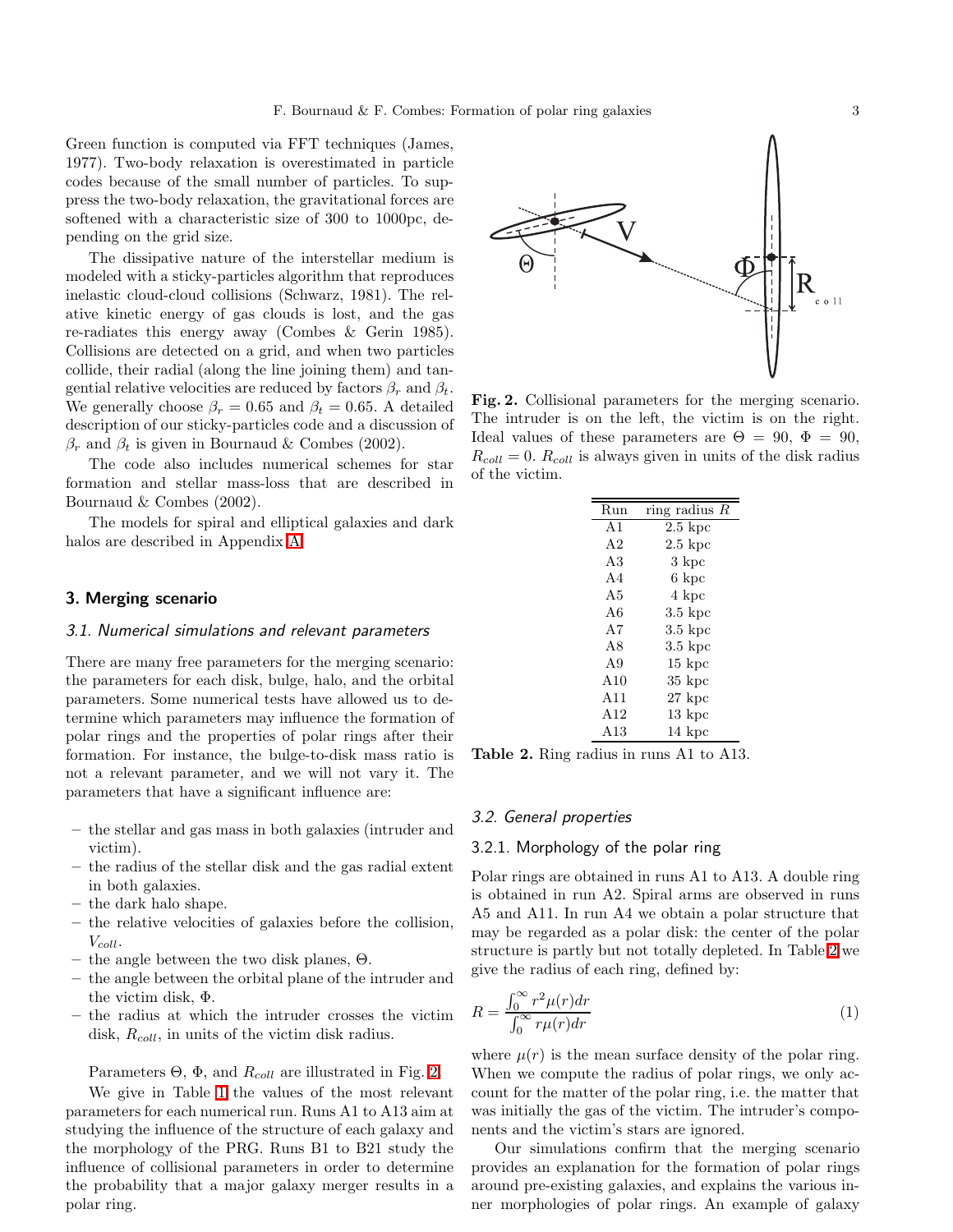Green function is computed via FFT techniques (James, 1977). Two-body relaxation is overestimated in particle codes because of the small number of particles. To suppress the two-body relaxation, the gravitational forces are softened with a characteristic size of 300 to 1000pc, depending on the grid size.

The dissipative nature of the interstellar medium is modeled with a sticky-particles algorithm that reproduces inelastic cloud-cloud collisions (Schwarz, 1981). The relative kinetic energy of gas clouds is lost, and the gas re-radiates this energy away (Combes & Gerin 1985). Collisions are detected on a grid, and when two particles collide, their radial (along the line joining them) and tangential relative velocities are reduced by factors $\beta_r$ and $\beta_t$. We generally choose $\beta_r = 0.65$ and $\beta_t = 0.65$. A detailed description of our sticky-particles code and a discussion of $\beta_r$ and $\beta_t$ is given in Bournaud & Combes (2002).

The code also includes numerical schemes for star formation and stellar mass-loss that are described in Bournaud & Combes (2002).

The models for spiral and elliptical galaxies and dark halos are described in Appendix A.

## 3. Merging scenario

### 3.1. Numerical simulations and relevant parameters

There are many free parameters for the merging scenario: the parameters for each disk, bulge, halo, and the orbital parameters. Some numerical tests have allowed us to determine which parameters may influence the formation of polar rings and the properties of polar rings after their formation. For instance, the bulge-to-disk mass ratio is not a relevant parameter, and we will not vary it. The parameters that have a significant influence are:

- the stellar and gas mass in both galaxies (intruder and victim).
- the radius of the stellar disk and the gas radial extent in both galaxies.
- the dark halo shape.
- the relative velocities of galaxies before the collision, $V_{coll}$.
- the angle between the two disk planes, $\Theta$.
- the angle between the orbital plane of the intruder and the victim disk, $\Phi$.
- the radius at which the intruder crosses the victim disk, $R_{coll}$, in units of the victim disk radius.

Parameters $\Theta$, $\Phi$, and $R_{coll}$ are illustrated in Fig. 2.

We give in Table 1 the values of the most relevant parameters for each numerical run. Runs A1 to A13 aim at studying the influence of the structure of each galaxy and the morphology of the PRG. Runs B1 to B21 study the influence of collisional parameters in order to determine the probability that a major galaxy merger results in a polar ring.

**Fig. 2.** Collisional parameters for the merging scenario. The intruder is on the left, the victim is on the right. Ideal values of these parameters are $\Theta = 90$, $\Phi = 90$, $R_{coll} = 0$. $R_{coll}$ is always given in units of the disk radius of the victim.

| Run | ring radius $R$ |
|---|---|
| A1 | 2.5 kpc |
| A2 | 2.5 kpc |
| A3 | 3 kpc |
| A4 | 6 kpc |
| A5 | 4 kpc |
| A6 | 3.5 kpc |
| A7 | 3.5 kpc |
| A8 | 3.5 kpc |
| A9 | 15 kpc |
| A10 | 35 kpc |
| A11 | 27 kpc |
| A12 | 13 kpc |
| A13 | 14 kpc |

**Table 2.** Ring radius in runs A1 to A13.

### 3.2. General properties

#### 3.2.1. Morphology of the polar ring

Polar rings are obtained in runs A1 to A13. A double ring is obtained in run A2. Spiral arms are observed in runs A5 and A11. In run A4 we obtain a polar structure that may be regarded as a polar disk: the center of the polar structure is partly but not totally depleted. In Table 2 we give the radius of each ring, defined by:

$$R = \frac{\int_0^\infty r^2 \mu(r) dr}{\int_0^\infty r \mu(r) dr} \quad (1)$$

where $\mu(r)$ is the mean surface density of the polar ring. When we compute the radius of polar rings, we only account for the matter of the polar ring, i.e. the matter that was initially the gas of the victim. The intruder's components and the victim's stars are ignored.

Our simulations confirm that the merging scenario provides an explanation for the formation of polar rings around pre-existing galaxies, and explains the various inner morphologies of polar rings. An example of galaxy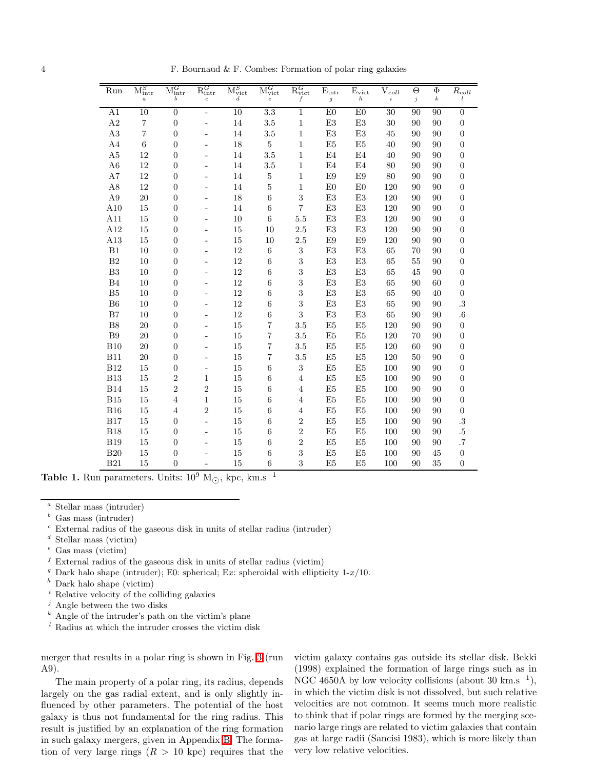| Run | $M^S_{intr}$ [a] | $M^G_{intr}$ [b] | $R^G_{intr}$ [c] | $M^S_{vict}$ [d] | $M^G_{vict}$ [e] | $R^G_{vict}$ [f] | $E_{intr}$ [g] | $E_{vict}$ [h] | $V_{coll}$ [i] | $\Theta$ [j] | $\Phi$ [k] | $R_{coll}$ [l] |
|---|---|---|---|---|---|---|---|---|---|---|---|---|
| A1 | 10 | 0 | - | 10 | 3.3 | 1 | E0 | E0 | 30 | 90 | 90 | 0 |
| A2 | 7 | 0 | - | 14 | 3.5 | 1 | E3 | E3 | 30 | 90 | 90 | 0 |
| A3 | 7 | 0 | - | 14 | 3.5 | 1 | E3 | E3 | 45 | 90 | 90 | 0 |
| A4 | 6 | 0 | - | 18 | 5 | 1 | E5 | E5 | 40 | 90 | 90 | 0 |
| A5 | 12 | 0 | - | 14 | 3.5 | 1 | E4 | E4 | 40 | 90 | 90 | 0 |
| A6 | 12 | 0 | - | 14 | 3.5 | 1 | E4 | E4 | 80 | 90 | 90 | 0 |
| A7 | 12 | 0 | - | 14 | 5 | 1 | E9 | E9 | 80 | 90 | 90 | 0 |
| A8 | 12 | 0 | - | 14 | 5 | 1 | E0 | E0 | 120 | 90 | 90 | 0 |
| A9 | 20 | 0 | - | 18 | 6 | 3 | E3 | E3 | 120 | 90 | 90 | 0 |
| A10 | 15 | 0 | - | 14 | 6 | 7 | E3 | E3 | 120 | 90 | 90 | 0 |
| A11 | 15 | 0 | - | 10 | 6 | 5.5 | E3 | E3 | 120 | 90 | 90 | 0 |
| A12 | 15 | 0 | - | 15 | 10 | 2.5 | E3 | E3 | 120 | 90 | 90 | 0 |
| A13 | 15 | 0 | - | 15 | 10 | 2.5 | E9 | E9 | 120 | 90 | 90 | 0 |
| B1 | 10 | 0 | - | 12 | 6 | 3 | E3 | E3 | 65 | 70 | 90 | 0 |
| B2 | 10 | 0 | - | 12 | 6 | 3 | E3 | E3 | 65 | 55 | 90 | 0 |
| B3 | 10 | 0 | - | 12 | 6 | 3 | E3 | E3 | 65 | 45 | 90 | 0 |
| B4 | 10 | 0 | - | 12 | 6 | 3 | E3 | E3 | 65 | 90 | 60 | 0 |
| B5 | 10 | 0 | - | 12 | 6 | 3 | E3 | E3 | 65 | 90 | 40 | 0 |
| B6 | 10 | 0 | - | 12 | 6 | 3 | E3 | E3 | 65 | 90 | 90 | .3 |
| B7 | 10 | 0 | - | 12 | 6 | 3 | E3 | E3 | 65 | 90 | 90 | .6 |
| B8 | 20 | 0 | - | 15 | 7 | 3.5 | E5 | E5 | 120 | 90 | 90 | 0 |
| B9 | 20 | 0 | - | 15 | 7 | 3.5 | E5 | E5 | 120 | 70 | 90 | 0 |
| B10 | 20 | 0 | - | 15 | 7 | 3.5 | E5 | E5 | 120 | 60 | 90 | 0 |
| B11 | 20 | 0 | - | 15 | 7 | 3.5 | E5 | E5 | 120 | 50 | 90 | 0 |
| B12 | 15 | 0 | - | 15 | 6 | 3 | E5 | E5 | 100 | 90 | 90 | 0 |
| B13 | 15 | 2 | 1 | 15 | 6 | 4 | E5 | E5 | 100 | 90 | 90 | 0 |
| B14 | 15 | 2 | 2 | 15 | 6 | 4 | E5 | E5 | 100 | 90 | 90 | 0 |
| B15 | 15 | 4 | 1 | 15 | 6 | 4 | E5 | E5 | 100 | 90 | 90 | 0 |
| B16 | 15 | 4 | 2 | 15 | 6 | 4 | E5 | E5 | 100 | 90 | 90 | 0 |
| B17 | 15 | 0 | - | 15 | 6 | 2 | E5 | E5 | 100 | 90 | 90 | .3 |
| B18 | 15 | 0 | - | 15 | 6 | 2 | E5 | E5 | 100 | 90 | 90 | .5 |
| B19 | 15 | 0 | - | 15 | 6 | 2 | E5 | E5 | 100 | 90 | 90 | .7 |
| B20 | 15 | 0 | - | 15 | 6 | 3 | E5 | E5 | 100 | 90 | 45 | 0 |
| B21 | 15 | 0 | - | 15 | 6 | 3 | E5 | E5 | 100 | 90 | 35 | 0 |

**Table 1.** Run parameters. Units: $10^9$ $M_\odot$, kpc, km.s$^{-1}$

[a] Stellar mass (intruder)
[b] Gas mass (intruder)
[c] External radius of the gaseous disk in units of stellar radius (intruder)
[d] Stellar mass (victim)
[e] Gas mass (victim)
[f] External radius of the gaseous disk in units of stellar radius (victim)
[g] Dark halo shape (intruder); E0: spherical; E$x$: spheroidal with ellipticity 1-$x$/10.
[h] Dark halo shape (victim)
[i] Relative velocity of the colliding galaxies
[j] Angle between the two disks
[k] Angle of the intruder's path on the victim's plane
[l] Radius at which the intruder crosses the victim disk

merger that results in a polar ring is shown in Fig. 3 (run A9).

The main property of a polar ring, its radius, depends largely on the gas radial extent, and is only slightly influenced by other parameters. The potential of the host galaxy is thus not fundamental for the ring radius. This result is justified by an explanation of the ring formation in such galaxy mergers, given in Appendix B. The formation of very large rings ($R$ > 10 kpc) requires that the victim galaxy contains gas outside its stellar disk. Bekki (1998) explained the formation of large rings such as in NGC 4650A by low velocity collisions (about 30 km.s$^{-1}$), in which the victim disk is not dissolved, but such relative velocities are not common. It seems much more realistic to think that if polar rings are formed by the merging scenario large rings are related to victim galaxies that contain gas at large radii (Sancisi 1983), which is more likely than very low relative velocities.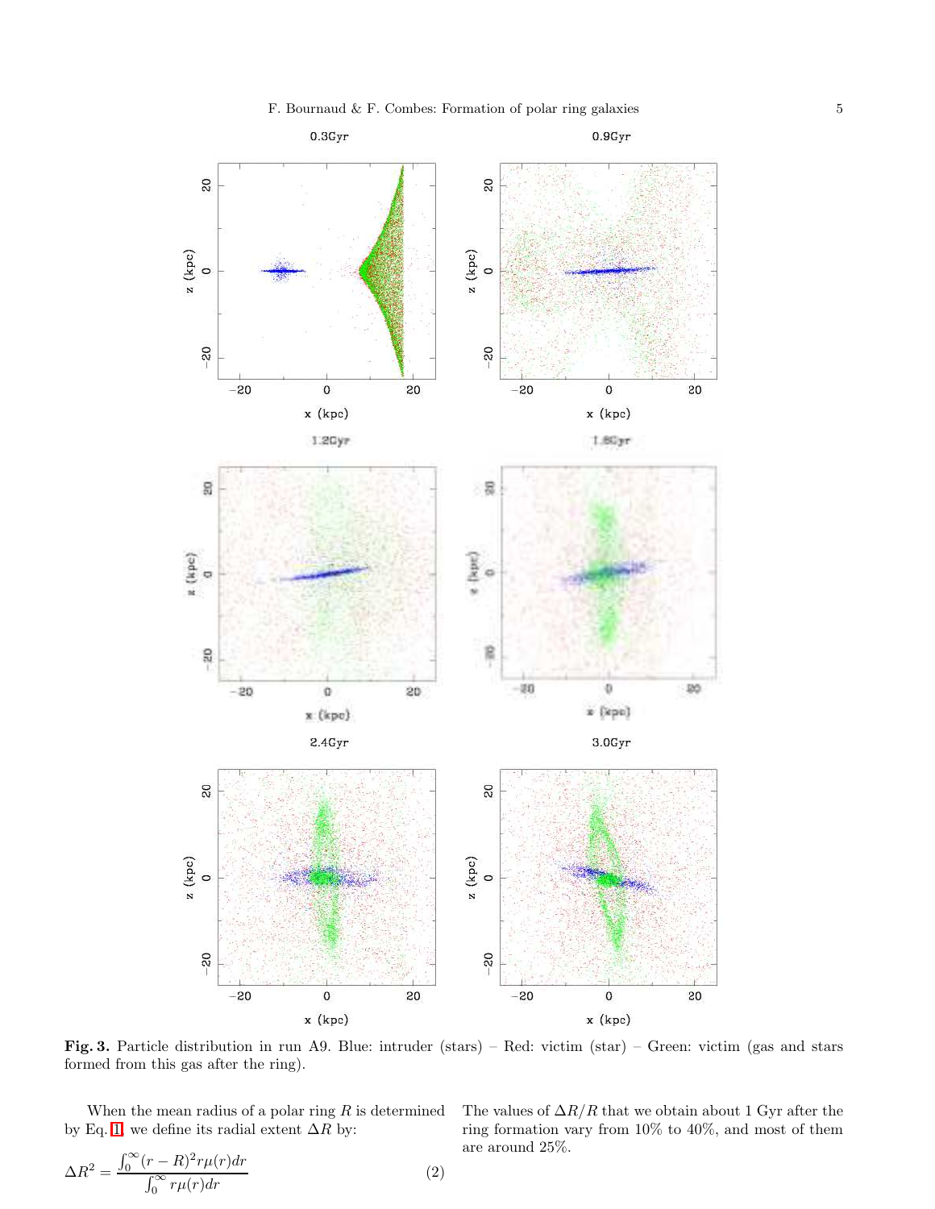**Fig. 3.** Particle distribution in run A9. Blue: intruder (stars) – Red: victim (star) – Green: victim (gas and stars formed from this gas after the ring).

When the mean radius of a polar ring $R$ is determined by Eq. 1, we define its radial extent $\Delta R$ by:

$$\Delta R^2 = \frac{\int_0^\infty (r-R)^2 r\mu(r)dr}{\int_0^\infty r\mu(r)dr} \quad (2)$$

The values of $\Delta R/R$ that we obtain about 1 Gyr after the ring formation vary from 10% to 40%, and most of them are around 25%.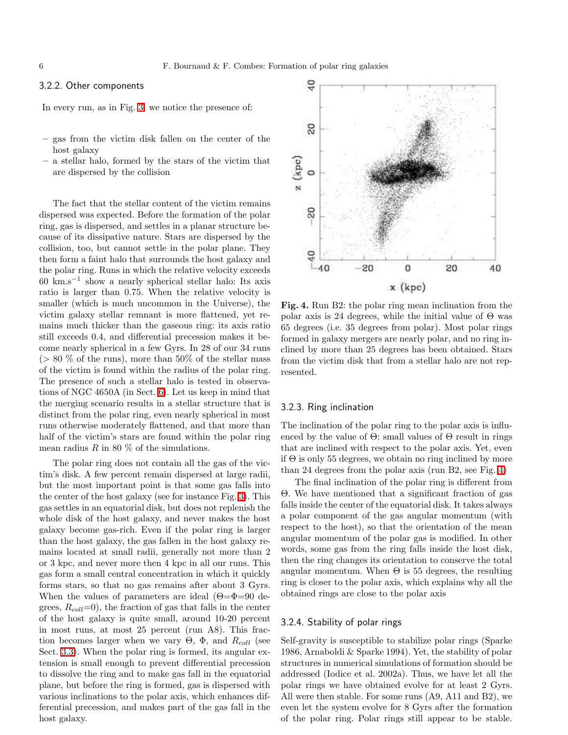#### 3.2.2. Other components

In every run, as in Fig. 3, we notice the presence of:

- gas from the victim disk fallen on the center of the host galaxy
- a stellar halo, formed by the stars of the victim that are dispersed by the collision

The fact that the stellar content of the victim remains dispersed was expected. Before the formation of the polar ring, gas is dispersed, and settles in a planar structure because of its dissipative nature. Stars are dispersed by the collision, too, but cannot settle in the polar plane. They then form a faint halo that surrounds the host galaxy and the polar ring. Runs in which the relative velocity exceeds 60 km.s$^{-1}$ show a nearly spherical stellar halo: Its axis ratio is larger than 0.75. When the relative velocity is smaller (which is much uncommon in the Universe), the victim galaxy stellar remnant is more flattened, yet remains much thicker than the gaseous ring: its axis ratio still exceeds 0.4, and differential precession makes it become nearly spherical in a few Gyrs. In 28 of our 34 runs (> 80 % of the runs), more than 50% of the stellar mass of the victim is found within the radius of the polar ring. The presence of such a stellar halo is tested in observations of NGC 4650A (in Sect. 6). Let us keep in mind that the merging scenario results in a stellar structure that is distinct from the polar ring, even nearly spherical in most runs otherwise moderately flattened, and that more than half of the victim's stars are found within the polar ring mean radius $R$ in 80 % of the simulations.

The polar ring does not contain all the gas of the victim's disk. A few percent remain dispersed at large radii, but the most important point is that some gas falls into the center of the host galaxy (see for instance Fig. 3). This gas settles in an equatorial disk, but does not replenish the whole disk of the host galaxy, and never makes the host galaxy become gas-rich. Even if the polar ring is larger than the host galaxy, the gas fallen in the host galaxy remains located at small radii, generally not more than 2 or 3 kpc, and never more then 4 kpc in all our runs. This gas form a small central concentration in which it quickly forms stars, so that no gas remains after about 3 Gyrs. When the values of parameters are ideal ($\Theta$=$\Phi$=90 degrees, $R_{coll}$=0), the fraction of gas that falls in the center of the host galaxy is quite small, around 10-20 percent in most runs, at most 25 percent (run A8). This fraction becomes larger when we vary $\Theta$, $\Phi$, and $R_{coll}$ (see Sect. 3.3). When the polar ring is formed, its angular extension is small enough to prevent differential precession to dissolve the ring and to make gas fall in the equatorial plane, but before the ring is formed, gas is dispersed with various inclinations to the polar axis, which enhances differential precession, and makes part of the gas fall in the host galaxy.

**Fig. 4.** Run B2: the polar ring mean inclination from the polar axis is 24 degrees, while the initial value of $\Theta$ was 65 degrees (i.e. 35 degrees from polar). Most polar rings formed in galaxy mergers are nearly polar, and no ring inclined by more than 25 degrees has been obtained. Stars from the victim disk that from a stellar halo are not represented.

#### 3.2.3. Ring inclination

The inclination of the polar ring to the polar axis is influenced by the value of $\Theta$: small values of $\Theta$ result in rings that are inclined with respect to the polar axis. Yet, even if $\Theta$ is only 55 degrees, we obtain no ring inclined by more than 24 degrees from the polar axis (run B2, see Fig. 4)

The final inclination of the polar ring is different from $\Theta$. We have mentioned that a significant fraction of gas falls inside the center of the equatorial disk. It takes always a polar component of the gas angular momentum (with respect to the host), so that the orientation of the mean angular momentum of the polar gas is modified. In other words, some gas from the ring falls inside the host disk, then the ring changes its orientation to conserve the total angular momentum. When $\Theta$ is 55 degrees, the resulting ring is closer to the polar axis, which explains why all the obtained rings are close to the polar axis

#### 3.2.4. Stability of polar rings

Self-gravity is susceptible to stabilize polar rings (Sparke 1986, Arnaboldi & Sparke 1994). Yet, the stability of polar structures in numerical simulations of formation should be addressed (Iodice et al. 2002a). Thus, we have let all the polar rings we have obtained evolve for at least 2 Gyrs. All were then stable. For some runs (A9, A11 and B2), we even let the system evolve for 8 Gyrs after the formation of the polar ring. Polar rings still appear to be stable.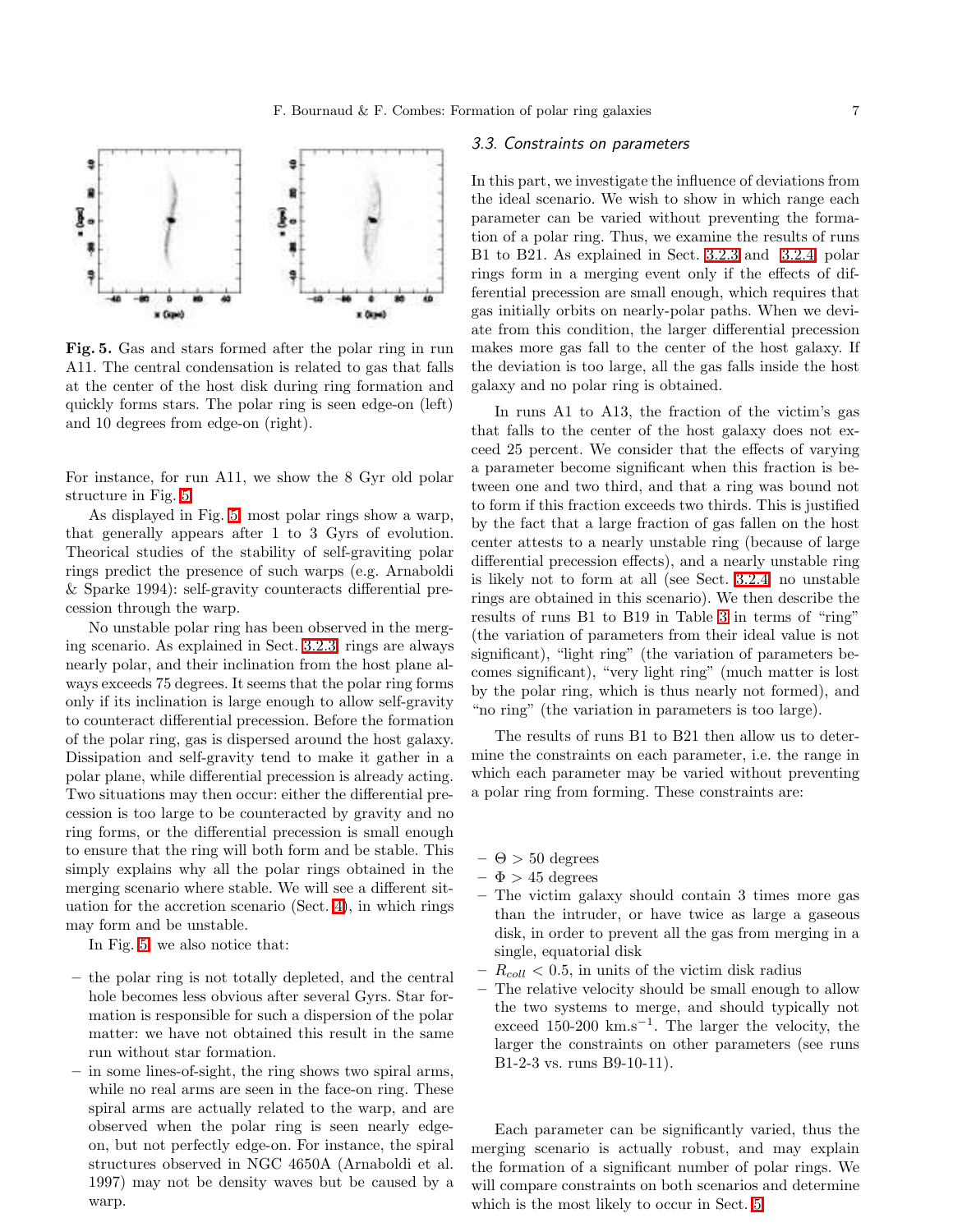**Fig. 5.** Gas and stars formed after the polar ring in run A11. The central condensation is related to gas that falls at the center of the host disk during ring formation and quickly forms stars. The polar ring is seen edge-on (left) and 10 degrees from edge-on (right).

For instance, for run A11, we show the 8 Gyr old polar structure in Fig. 5.

As displayed in Fig. 5, most polar rings show a warp, that generally appears after 1 to 3 Gyrs of evolution. Theorical studies of the stability of self-graviting polar rings predict the presence of such warps (e.g. Arnaboldi & Sparke 1994): self-gravity counteracts differential precession through the warp.

No unstable polar ring has been observed in the merging scenario. As explained in Sect. 3.2.3, rings are always nearly polar, and their inclination from the host plane always exceeds 75 degrees. It seems that the polar ring forms only if its inclination is large enough to allow self-gravity to counteract differential precession. Before the formation of the polar ring, gas is dispersed around the host galaxy. Dissipation and self-gravity tend to make it gather in a polar plane, while differential precession is already acting. Two situations may then occur: either the differential precession is too large to be counteracted by gravity and no ring forms, or the differential precession is small enough to ensure that the ring will both form and be stable. This simply explains why all the polar rings obtained in the merging scenario where stable. We will see a different situation for the accretion scenario (Sect. 4), in which rings may form and be unstable.

In Fig. 5, we also notice that:

- the polar ring is not totally depleted, and the central hole becomes less obvious after several Gyrs. Star formation is responsible for such a dispersion of the polar matter: we have not obtained this result in the same run without star formation.
- in some lines-of-sight, the ring shows two spiral arms, while no real arms are seen in the face-on ring. These spiral arms are actually related to the warp, and are observed when the polar ring is seen nearly edge-on, but not perfectly edge-on. For instance, the spiral structures observed in NGC 4650A (Arnaboldi et al. 1997) may not be density waves but be caused by a warp.

### *3.3. Constraints on parameters*

In this part, we investigate the influence of deviations from the ideal scenario. We wish to show in which range each parameter can be varied without preventing the formation of a polar ring. Thus, we examine the results of runs B1 to B21. As explained in Sect. 3.2.3 and 3.2.4, polar rings form in a merging event only if the effects of differential precession are small enough, which requires that gas initially orbits on nearly-polar paths. When we deviate from this condition, the larger differential precession makes more gas fall to the center of the host galaxy. If the deviation is too large, all the gas falls inside the host galaxy and no polar ring is obtained.

In runs A1 to A13, the fraction of the victim's gas that falls to the center of the host galaxy does not exceed 25 percent. We consider that the effects of varying a parameter become significant when this fraction is between one and two third, and that a ring was bound not to form if this fraction exceeds two thirds. This is justified by the fact that a large fraction of gas fallen on the host center attests to a nearly unstable ring (because of large differential precession effects), and a nearly unstable ring is likely not to form at all (see Sect. 3.2.4: no unstable rings are obtained in this scenario). We then describe the results of runs B1 to B19 in Table 3 in terms of "ring" (the variation of parameters from their ideal value is not significant), "light ring" (the variation of parameters becomes significant), "very light ring" (much matter is lost by the polar ring, which is thus nearly not formed), and "no ring" (the variation in parameters is too large).

The results of runs B1 to B21 then allow us to determine the constraints on each parameter, i.e. the range in which each parameter may be varied without preventing a polar ring from forming. These constraints are:

- $\Theta > 50$ degrees
- $\Phi > 45$ degrees
- The victim galaxy should contain 3 times more gas than the intruder, or have twice as large a gaseous disk, in order to prevent all the gas from merging in a single, equatorial disk
- $R_{coll} < 0.5$, in units of the victim disk radius
- The relative velocity should be small enough to allow the two systems to merge, and should typically not exceed 150-200 km.s$^{-1}$. The larger the velocity, the larger the constraints on other parameters (see runs B1-2-3 vs. runs B9-10-11).

Each parameter can be significantly varied, thus the merging scenario is actually robust, and may explain the formation of a significant number of polar rings. We will compare constraints on both scenarios and determine which is the most likely to occur in Sect. 5.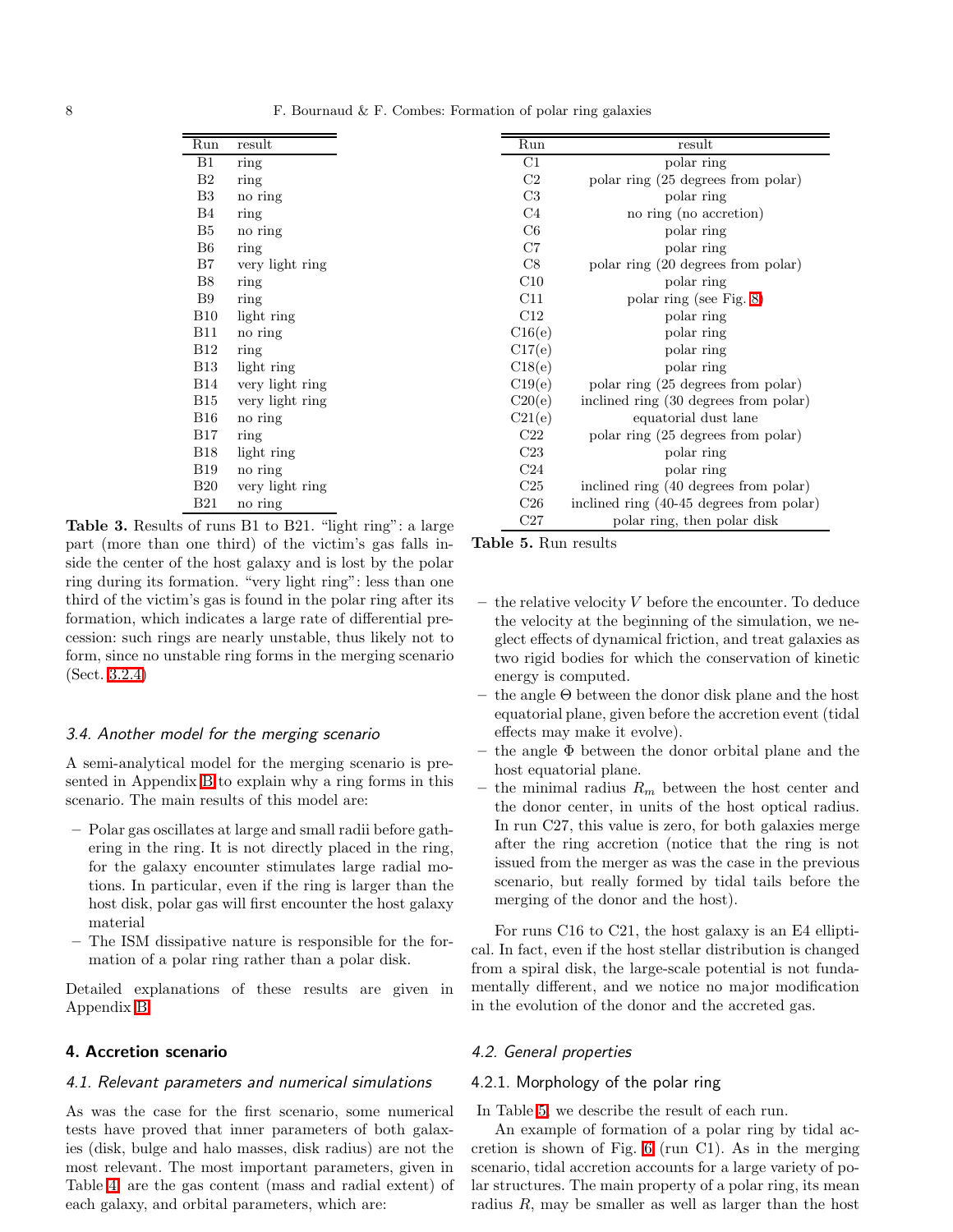| Run | result |
|---|---|
| B1 | ring |
| B2 | ring |
| B3 | no ring |
| B4 | ring |
| B5 | no ring |
| B6 | ring |
| B7 | very light ring |
| B8 | ring |
| B9 | ring |
| B10 | light ring |
| B11 | no ring |
| B12 | ring |
| B13 | light ring |
| B14 | very light ring |
| B15 | very light ring |
| B16 | no ring |
| B17 | ring |
| B18 | light ring |
| B19 | no ring |
| B20 | very light ring |
| B21 | no ring |

**Table 3.** Results of runs B1 to B21. "light ring": a large part (more than one third) of the victim's gas falls inside the center of the host galaxy and is lost by the polar ring during its formation. "very light ring": less than one third of the victim's gas is found in the polar ring after its formation, which indicates a large rate of differential precession: such rings are nearly unstable, thus likely not to form, since no unstable ring forms in the merging scenario (Sect. 3.2.4)

### 3.4. Another model for the merging scenario

A semi-analytical model for the merging scenario is presented in Appendix B to explain why a ring forms in this scenario. The main results of this model are:

- Polar gas oscillates at large and small radii before gathering in the ring. It is not directly placed in the ring, for the galaxy encounter stimulates large radial motions. In particular, even if the ring is larger than the host disk, polar gas will first encounter the host galaxy material
- The ISM dissipative nature is responsible for the formation of a polar ring rather than a polar disk.

Detailed explanations of these results are given in Appendix B.

## 4. Accretion scenario

### 4.1. Relevant parameters and numerical simulations

As was the case for the first scenario, some numerical tests have proved that inner parameters of both galaxies (disk, bulge and halo masses, disk radius) are not the most relevant. The most important parameters, given in Table 4, are the gas content (mass and radial extent) of each galaxy, and orbital parameters, which are:

| Run | result |
|---|---|
| C1 | polar ring |
| C2 | polar ring (25 degrees from polar) |
| C3 | polar ring |
| C4 | no ring (no accretion) |
| C6 | polar ring |
| C7 | polar ring |
| C8 | polar ring (20 degrees from polar) |
| C10 | polar ring |
| C11 | polar ring (see Fig. 8) |
| C12 | polar ring |
| C16(e) | polar ring |
| C17(e) | polar ring |
| C18(e) | polar ring |
| C19(e) | polar ring (25 degrees from polar) |
| C20(e) | inclined ring (30 degrees from polar) |
| C21(e) | equatorial dust lane |
| C22 | polar ring (25 degrees from polar) |
| C23 | polar ring |
| C24 | polar ring |
| C25 | inclined ring (40 degrees from polar) |
| C26 | inclined ring (40-45 degrees from polar) |
| C27 | polar ring, then polar disk |

**Table 5.** Run results

- the relative velocity $V$ before the encounter. To deduce the velocity at the beginning of the simulation, we neglect effects of dynamical friction, and treat galaxies as two rigid bodies for which the conservation of kinetic energy is computed.
- the angle $\Theta$ between the donor disk plane and the host equatorial plane, given before the accretion event (tidal effects may make it evolve).
- the angle $\Phi$ between the donor orbital plane and the host equatorial plane.
- the minimal radius $R_m$ between the host center and the donor center, in units of the host optical radius. In run C27, this value is zero, for both galaxies merge after the ring accretion (notice that the ring is not issued from the merger as was the case in the previous scenario, but really formed by tidal tails before the merging of the donor and the host).

For runs C16 to C21, the host galaxy is an E4 elliptical. In fact, even if the host stellar distribution is changed from a spiral disk, the large-scale potential is not fundamentally different, and we notice no major modification in the evolution of the donor and the accreted gas.

### 4.2. General properties

#### 4.2.1. Morphology of the polar ring

In Table 5, we describe the result of each run.

An example of formation of a polar ring by tidal accretion is shown of Fig. 6 (run C1). As in the merging scenario, tidal accretion accounts for a large variety of polar structures. The main property of a polar ring, its mean radius $R$, may be smaller as well as larger than the host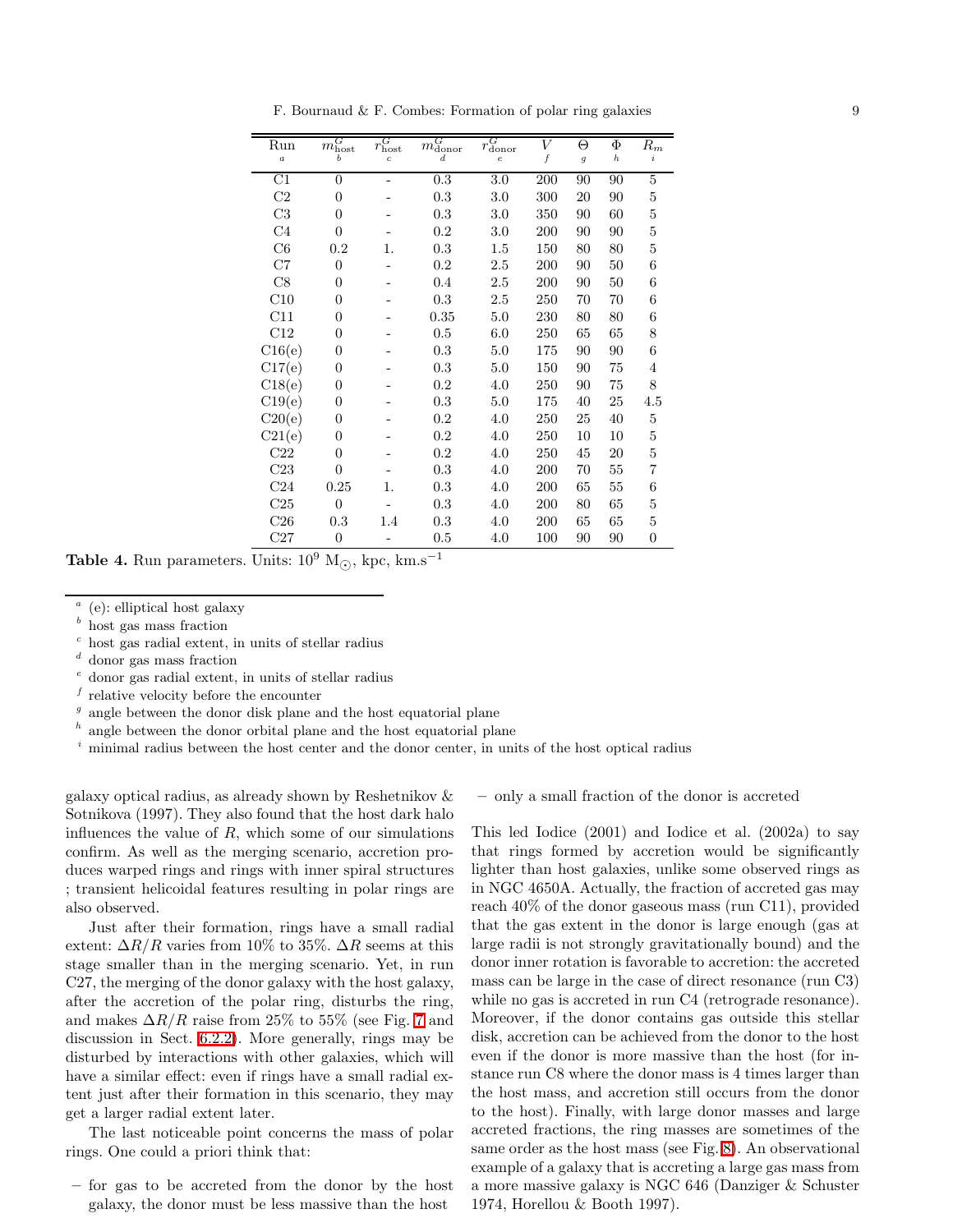| Run [a] | $m^G_{\rm host}$ [b] | $r^G_{\rm host}$ [c] | $m^G_{\rm donor}$ [d] | $r^G_{\rm donor}$ [e] | $V$ [f] | $\Theta$ [g] | $\Phi$ [h] | $R_m$ [i] |
|---|---|---|---|---|---|---|---|---|
| C1 | 0 | - | 0.3 | 3.0 | 200 | 90 | 90 | 5 |
| C2 | 0 | - | 0.3 | 3.0 | 300 | 20 | 90 | 5 |
| C3 | 0 | - | 0.3 | 3.0 | 350 | 90 | 60 | 5 |
| C4 | 0 | - | 0.2 | 3.0 | 200 | 90 | 90 | 5 |
| C6 | 0.2 | 1. | 0.3 | 1.5 | 150 | 80 | 80 | 5 |
| C7 | 0 | - | 0.2 | 2.5 | 200 | 90 | 50 | 6 |
| C8 | 0 | - | 0.4 | 2.5 | 200 | 90 | 50 | 6 |
| C10 | 0 | - | 0.3 | 2.5 | 250 | 70 | 70 | 6 |
| C11 | 0 | - | 0.35 | 5.0 | 230 | 80 | 80 | 6 |
| C12 | 0 | - | 0.5 | 6.0 | 250 | 65 | 65 | 8 |
| C16(e) | 0 | - | 0.3 | 5.0 | 175 | 90 | 90 | 6 |
| C17(e) | 0 | - | 0.3 | 5.0 | 150 | 90 | 75 | 4 |
| C18(e) | 0 | - | 0.2 | 4.0 | 250 | 90 | 75 | 8 |
| C19(e) | 0 | - | 0.3 | 5.0 | 175 | 40 | 25 | 4.5 |
| C20(e) | 0 | - | 0.2 | 4.0 | 250 | 25 | 40 | 5 |
| C21(e) | 0 | - | 0.2 | 4.0 | 250 | 10 | 10 | 5 |
| C22 | 0 | - | 0.2 | 4.0 | 250 | 45 | 20 | 5 |
| C23 | 0 | - | 0.3 | 4.0 | 200 | 70 | 55 | 7 |
| C24 | 0.25 | 1. | 0.3 | 4.0 | 200 | 65 | 55 | 6 |
| C25 | 0 | - | 0.3 | 4.0 | 200 | 80 | 65 | 5 |
| C26 | 0.3 | 1.4 | 0.3 | 4.0 | 200 | 65 | 65 | 5 |
| C27 | 0 | - | 0.5 | 4.0 | 100 | 90 | 90 | 0 |

**Table 4.** Run parameters. Units: $10^9$ $M_\odot$, kpc, km.s$^{-1}$

[a] (e): elliptical host galaxy
[b] host gas mass fraction
[c] host gas radial extent, in units of stellar radius
[d] donor gas mass fraction
[e] donor gas radial extent, in units of stellar radius
[f] relative velocity before the encounter
[g] angle between the donor disk plane and the host equatorial plane
[h] angle between the donor orbital plane and the host equatorial plane
[i] minimal radius between the host center and the donor center, in units of the host optical radius

galaxy optical radius, as already shown by Reshetnikov & Sotnikova (1997). They also found that the host dark halo influences the value of $R$, which some of our simulations confirm. As well as the merging scenario, accretion produces warped rings and rings with inner spiral structures ; transient helicoidal features resulting in polar rings are also observed.

Just after their formation, rings have a small radial extent: $\Delta R/R$ varies from 10% to 35%. $\Delta R$ seems at this stage smaller than in the merging scenario. Yet, in run C27, the merging of the donor galaxy with the host galaxy, after the accretion of the polar ring, disturbs the ring, and makes $\Delta R/R$ raise from 25% to 55% (see Fig. 7 and discussion in Sect. 6.2.2). More generally, rings may be disturbed by interactions with other galaxies, which will have a similar effect: even if rings have a small radial extent just after their formation in this scenario, they may get a larger radial extent later.

The last noticeable point concerns the mass of polar rings. One could a priori think that:

- for gas to be accreted from the donor by the host galaxy, the donor must be less massive than the host
- only a small fraction of the donor is accreted

This led Iodice (2001) and Iodice et al. (2002a) to say that rings formed by accretion would be significantly lighter than host galaxies, unlike some observed rings as in NGC 4650A. Actually, the fraction of accreted gas may reach 40% of the donor gaseous mass (run C11), provided that the gas extent in the donor is large enough (gas at large radii is not strongly gravitationally bound) and the donor inner rotation is favorable to accretion: the accreted mass can be large in the case of direct resonance (run C3) while no gas is accreted in run C4 (retrograde resonance). Moreover, if the donor contains gas outside this stellar disk, accretion can be achieved from the donor to the host even if the donor is more massive than the host (for instance run C8 where the donor mass is 4 times larger than the host mass, and accretion still occurs from the donor to the host). Finally, with large donor masses and large accreted fractions, the ring masses are sometimes of the same order as the host mass (see Fig. 8). An observational example of a galaxy that is accreting a large gas mass from a more massive galaxy is NGC 646 (Danziger & Schuster 1974, Horellou & Booth 1997).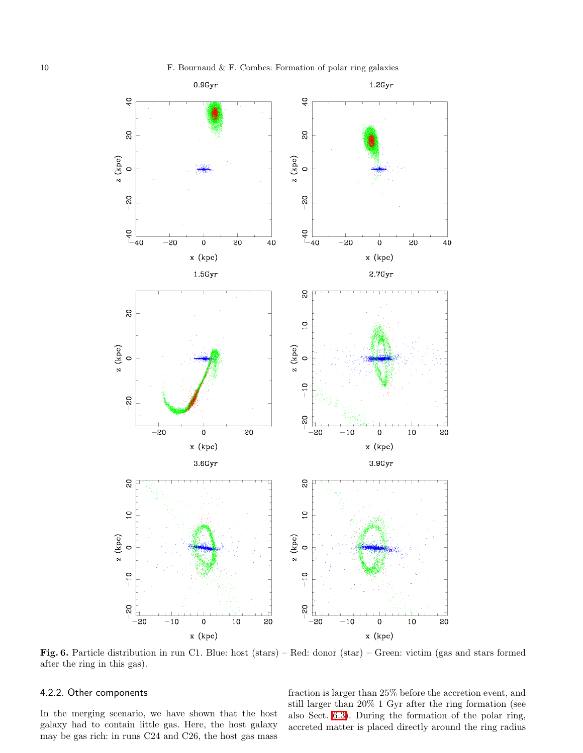**Fig. 6.** Particle distribution in run C1. Blue: host (stars) – Red: donor (star) – Green: victim (gas and stars formed after the ring in this gas).

### 4.2.2. Other components

In the merging scenario, we have shown that the host galaxy had to contain little gas. Here, the host galaxy may be gas rich: in runs C24 and C26, the host gas mass fraction is larger than 25% before the accretion event, and still larger than 20% 1 Gyr after the ring formation (see also Sect. 6.3). During the formation of the polar ring, accreted matter is placed directly around the ring radius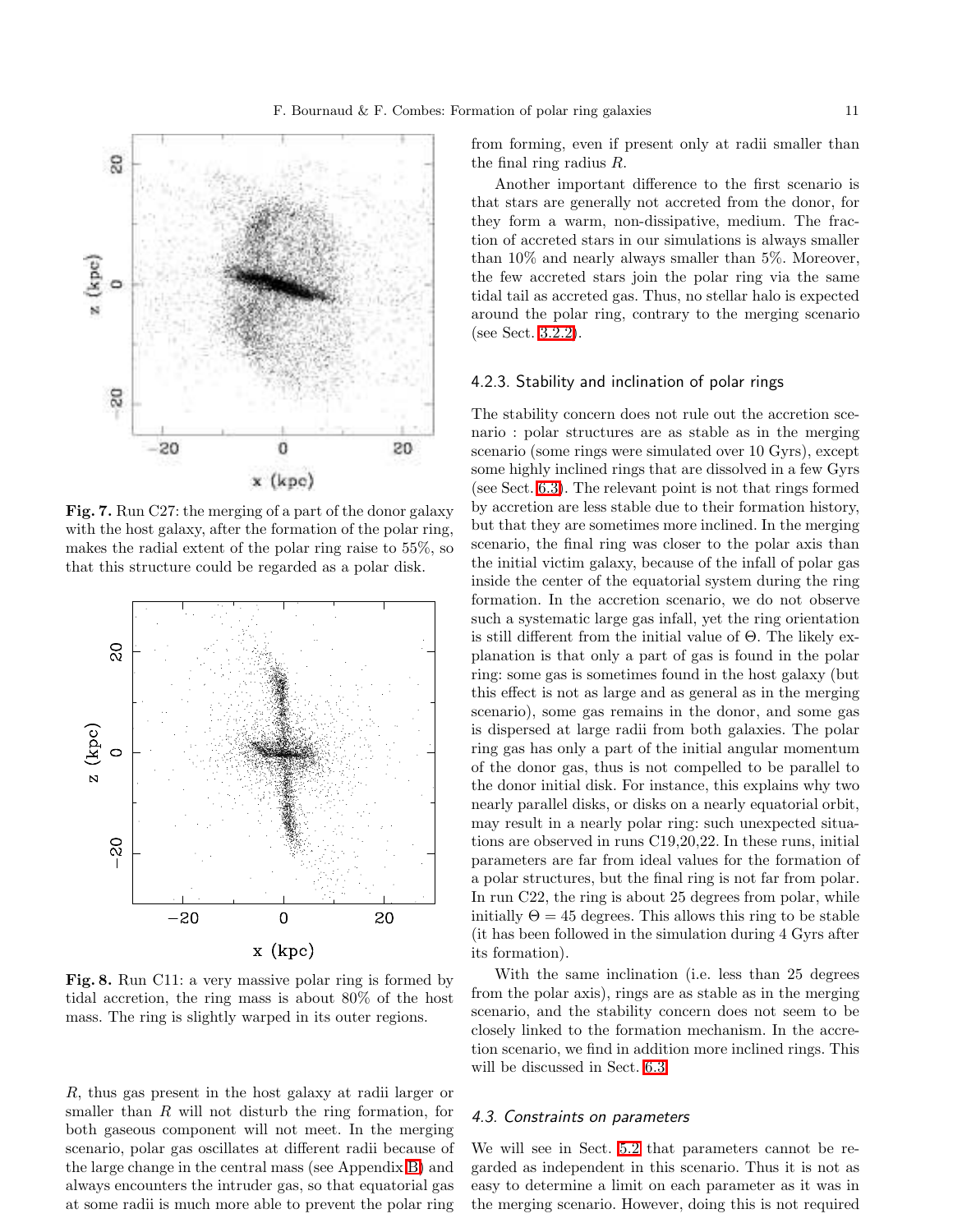**Fig. 7.** Run C27: the merging of a part of the donor galaxy with the host galaxy, after the formation of the polar ring, makes the radial extent of the polar ring raise to 55%, so that this structure could be regarded as a polar disk.

**Fig. 8.** Run C11: a very massive polar ring is formed by tidal accretion, the ring mass is about 80% of the host mass. The ring is slightly warped in its outer regions.

$R$, thus gas present in the host galaxy at radii larger or smaller than $R$ will not disturb the ring formation, for both gaseous component will not meet. In the merging scenario, polar gas oscillates at different radii because of the large change in the central mass (see Appendix B) and always encounters the intruder gas, so that equatorial gas at some radii is much more able to prevent the polar ring from forming, even if present only at radii smaller than the final ring radius $R$.

Another important difference to the first scenario is that stars are generally not accreted from the donor, for they form a warm, non-dissipative, medium. The fraction of accreted stars in our simulations is always smaller than 10% and nearly always smaller than 5%. Moreover, the few accreted stars join the polar ring via the same tidal tail as accreted gas. Thus, no stellar halo is expected around the polar ring, contrary to the merging scenario (see Sect. 3.2.2).

### 4.2.3. Stability and inclination of polar rings

The stability concern does not rule out the accretion scenario : polar structures are as stable as in the merging scenario (some rings were simulated over 10 Gyrs), except some highly inclined rings that are dissolved in a few Gyrs (see Sect. 6.3). The relevant point is not that rings formed by accretion are less stable due to their formation history, but that they are sometimes more inclined. In the merging scenario, the final ring was closer to the polar axis than the initial victim galaxy, because of the infall of polar gas inside the center of the equatorial system during the ring formation. In the accretion scenario, we do not observe such a systematic large gas infall, yet the ring orientation is still different from the initial value of $\Theta$. The likely explanation is that only a part of gas is found in the polar ring: some gas is sometimes found in the host galaxy (but this effect is not as large and as general as in the merging scenario), some gas remains in the donor, and some gas is dispersed at large radii from both galaxies. The polar ring gas has only a part of the initial angular momentum of the donor gas, thus is not compelled to be parallel to the donor initial disk. For instance, this explains why two nearly parallel disks, or disks on a nearly equatorial orbit, may result in a nearly polar ring: such unexpected situations are observed in runs C19,20,22. In these runs, initial parameters are far from ideal values for the formation of a polar structures, but the final ring is not far from polar. In run C22, the ring is about 25 degrees from polar, while initially $\Theta = 45$ degrees. This allows this ring to be stable (it has been followed in the simulation during 4 Gyrs after its formation).

With the same inclination (i.e. less than 25 degrees from the polar axis), rings are as stable as in the merging scenario, and the stability concern does not seem to be closely linked to the formation mechanism. In the accretion scenario, we find in addition more inclined rings. This will be discussed in Sect. 6.3.

### *4.3. Constraints on parameters*

We will see in Sect. 5.2 that parameters cannot be regarded as independent in this scenario. Thus it is not as easy to determine a limit on each parameter as it was in the merging scenario. However, doing this is not required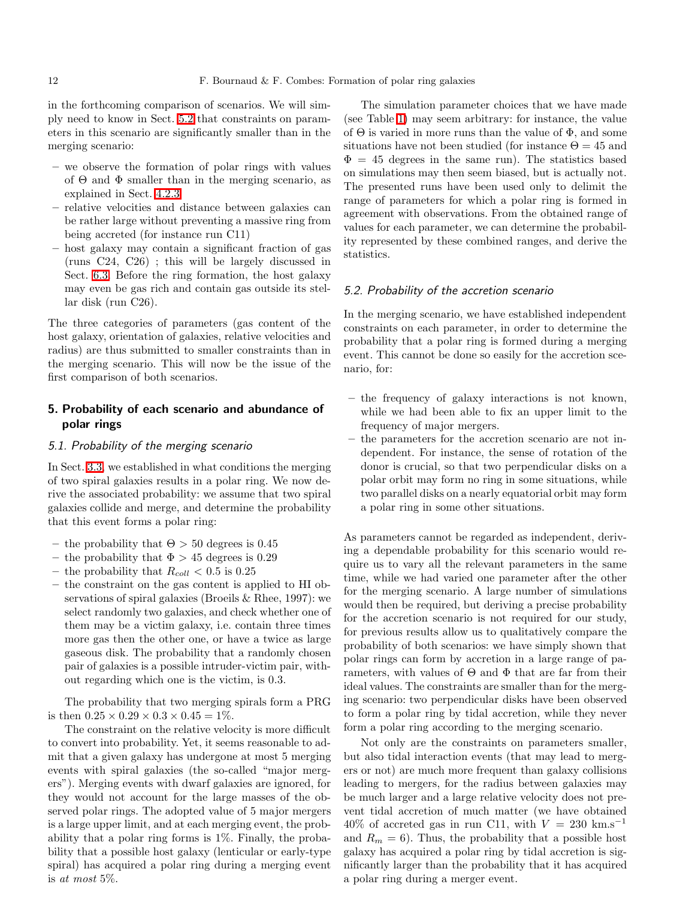in the forthcoming comparison of scenarios. We will simply need to know in Sect. 5.2 that constraints on parameters in this scenario are significantly smaller than in the merging scenario:

- we observe the formation of polar rings with values of $\Theta$ and $\Phi$ smaller than in the merging scenario, as explained in Sect. 4.2.3
- relative velocities and distance between galaxies can be rather large without preventing a massive ring from being accreted (for instance run C11)
- host galaxy may contain a significant fraction of gas (runs C24, C26) ; this will be largely discussed in Sect. 6.3. Before the ring formation, the host galaxy may even be gas rich and contain gas outside its stellar disk (run C26).

The three categories of parameters (gas content of the host galaxy, orientation of galaxies, relative velocities and radius) are thus submitted to smaller constraints than in the merging scenario. This will now be the issue of the first comparison of both scenarios.

## 5. Probability of each scenario and abundance of polar rings

### 5.1. Probability of the merging scenario

In Sect. 3.3, we established in what conditions the merging of two spiral galaxies results in a polar ring. We now derive the associated probability: we assume that two spiral galaxies collide and merge, and determine the probability that this event forms a polar ring:

- the probability that $\Theta > 50$ degrees is 0.45
- the probability that $\Phi > 45$ degrees is 0.29
- the probability that $R_{coll} < 0.5$ is 0.25
- the constraint on the gas content is applied to HI observations of spiral galaxies (Broeils & Rhee, 1997): we select randomly two galaxies, and check whether one of them may be a victim galaxy, i.e. contain three times more gas then the other one, or have a twice as large gaseous disk. The probability that a randomly chosen pair of galaxies is a possible intruder-victim pair, without regarding which one is the victim, is 0.3.

The probability that two merging spirals form a PRG is then $0.25 \times 0.29 \times 0.3 \times 0.45 = 1\%$.

The constraint on the relative velocity is more difficult to convert into probability. Yet, it seems reasonable to admit that a given galaxy has undergone at most 5 merging events with spiral galaxies (the so-called "major mergers"). Merging events with dwarf galaxies are ignored, for they would not account for the large masses of the observed polar rings. The adopted value of 5 major mergers is a large upper limit, and at each merging event, the probability that a polar ring forms is 1%. Finally, the probability that a possible host galaxy (lenticular or early-type spiral) has acquired a polar ring during a merging event is *at most* 5%.

The simulation parameter choices that we have made (see Table 1) may seem arbitrary: for instance, the value of $\Theta$ is varied in more runs than the value of $\Phi$, and some situations have not been studied (for instance $\Theta = 45$ and $\Phi = 45$ degrees in the same run). The statistics based on simulations may then seem biased, but is actually not. The presented runs have been used only to delimit the range of parameters for which a polar ring is formed in agreement with observations. From the obtained range of values for each parameter, we can determine the probability represented by these combined ranges, and derive the statistics.

### 5.2. Probability of the accretion scenario

In the merging scenario, we have established independent constraints on each parameter, in order to determine the probability that a polar ring is formed during a merging event. This cannot be done so easily for the accretion scenario, for:

- the frequency of galaxy interactions is not known, while we had been able to fix an upper limit to the frequency of major mergers.
- the parameters for the accretion scenario are not independent. For instance, the sense of rotation of the donor is crucial, so that two perpendicular disks on a polar orbit may form no ring in some situations, while two parallel disks on a nearly equatorial orbit may form a polar ring in some other situations.

As parameters cannot be regarded as independent, deriving a dependable probability for this scenario would require us to vary all the relevant parameters in the same time, while we had varied one parameter after the other for the merging scenario. A large number of simulations would then be required, but deriving a precise probability for the accretion scenario is not required for our study, for previous results allow us to qualitatively compare the probability of both scenarios: we have simply shown that polar rings can form by accretion in a large range of parameters, with values of $\Theta$ and $\Phi$ that are far from their ideal values. The constraints are smaller than for the merging scenario: two perpendicular disks have been observed to form a polar ring by tidal accretion, while they never form a polar ring according to the merging scenario.

Not only are the constraints on parameters smaller, but also tidal interaction events (that may lead to mergers or not) are much more frequent than galaxy collisions leading to mergers, for the radius between galaxies may be much larger and a large relative velocity does not prevent tidal accretion of much matter (we have obtained 40% of accreted gas in run C11, with $V = 230$ km.s$^{-1}$ and $R_m = 6$). Thus, the probability that a possible host galaxy has acquired a polar ring by tidal accretion is significantly larger than the probability that it has acquired a polar ring during a merger event.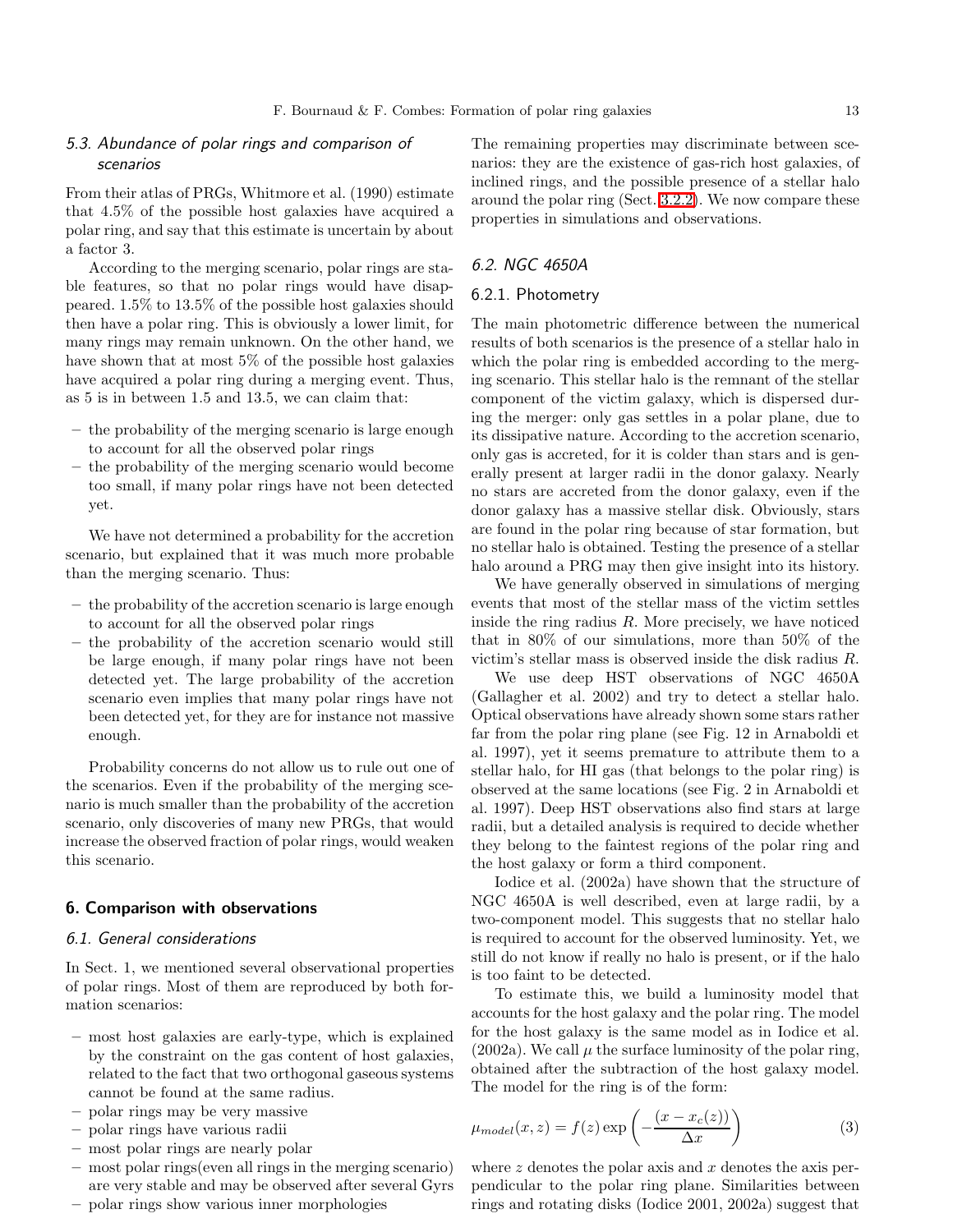### 5.3. Abundance of polar rings and comparison of scenarios

From their atlas of PRGs, Whitmore et al. (1990) estimate that 4.5% of the possible host galaxies have acquired a polar ring, and say that this estimate is uncertain by about a factor 3.

According to the merging scenario, polar rings are stable features, so that no polar rings would have disappeared. 1.5% to 13.5% of the possible host galaxies should then have a polar ring. This is obviously a lower limit, for many rings may remain unknown. On the other hand, we have shown that at most 5% of the possible host galaxies have acquired a polar ring during a merging event. Thus, as 5 is in between 1.5 and 13.5, we can claim that:

- the probability of the merging scenario is large enough to account for all the observed polar rings
- the probability of the merging scenario would become too small, if many polar rings have not been detected yet.

We have not determined a probability for the accretion scenario, but explained that it was much more probable than the merging scenario. Thus:

- the probability of the accretion scenario is large enough to account for all the observed polar rings
- the probability of the accretion scenario would still be large enough, if many polar rings have not been detected yet. The large probability of the accretion scenario even implies that many polar rings have not been detected yet, for they are for instance not massive enough.

Probability concerns do not allow us to rule out one of the scenarios. Even if the probability of the merging scenario is much smaller than the probability of the accretion scenario, only discoveries of many new PRGs, that would increase the observed fraction of polar rings, would weaken this scenario.

## 6. Comparison with observations

### 6.1. General considerations

In Sect. 1, we mentioned several observational properties of polar rings. Most of them are reproduced by both formation scenarios:

- most host galaxies are early-type, which is explained by the constraint on the gas content of host galaxies, related to the fact that two orthogonal gaseous systems cannot be found at the same radius.
- polar rings may be very massive
- polar rings have various radii
- most polar rings are nearly polar
- most polar rings(even all rings in the merging scenario) are very stable and may be observed after several Gyrs
- polar rings show various inner morphologies

The remaining properties may discriminate between scenarios: they are the existence of gas-rich host galaxies, of inclined rings, and the possible presence of a stellar halo around the polar ring (Sect. 3.2.2). We now compare these properties in simulations and observations.

### 6.2. NGC 4650A

#### 6.2.1. Photometry

The main photometric difference between the numerical results of both scenarios is the presence of a stellar halo in which the polar ring is embedded according to the merging scenario. This stellar halo is the remnant of the stellar component of the victim galaxy, which is dispersed during the merger: only gas settles in a polar plane, due to its dissipative nature. According to the accretion scenario, only gas is accreted, for it is colder than stars and is generally present at larger radii in the donor galaxy. Nearly no stars are accreted from the donor galaxy, even if the donor galaxy has a massive stellar disk. Obviously, stars are found in the polar ring because of star formation, but no stellar halo is obtained. Testing the presence of a stellar halo around a PRG may then give insight into its history.

We have generally observed in simulations of merging events that most of the stellar mass of the victim settles inside the ring radius $R$. More precisely, we have noticed that in 80% of our simulations, more than 50% of the victim's stellar mass is observed inside the disk radius $R$.

We use deep HST observations of NGC 4650A (Gallagher et al. 2002) and try to detect a stellar halo. Optical observations have already shown some stars rather far from the polar ring plane (see Fig. 12 in Arnaboldi et al. 1997), yet it seems premature to attribute them to a stellar halo, for HI gas (that belongs to the polar ring) is observed at the same locations (see Fig. 2 in Arnaboldi et al. 1997). Deep HST observations also find stars at large radii, but a detailed analysis is required to decide whether they belong to the faintest regions of the polar ring and the host galaxy or form a third component.

Iodice et al. (2002a) have shown that the structure of NGC 4650A is well described, even at large radii, by a two-component model. This suggests that no stellar halo is required to account for the observed luminosity. Yet, we still do not know if really no halo is present, or if the halo is too faint to be detected.

To estimate this, we build a luminosity model that accounts for the host galaxy and the polar ring. The model for the host galaxy is the same model as in Iodice et al. (2002a). We call $\mu$ the surface luminosity of the polar ring, obtained after the subtraction of the host galaxy model. The model for the ring is of the form:

$$\mu_{model}(x, z) = f(z) \exp\left(-\frac{(x - x_c(z))}{\Delta x}\right) \quad (3)$$

where $z$ denotes the polar axis and $x$ denotes the axis perpendicular to the polar ring plane. Similarities between rings and rotating disks (Iodice 2001, 2002a) suggest that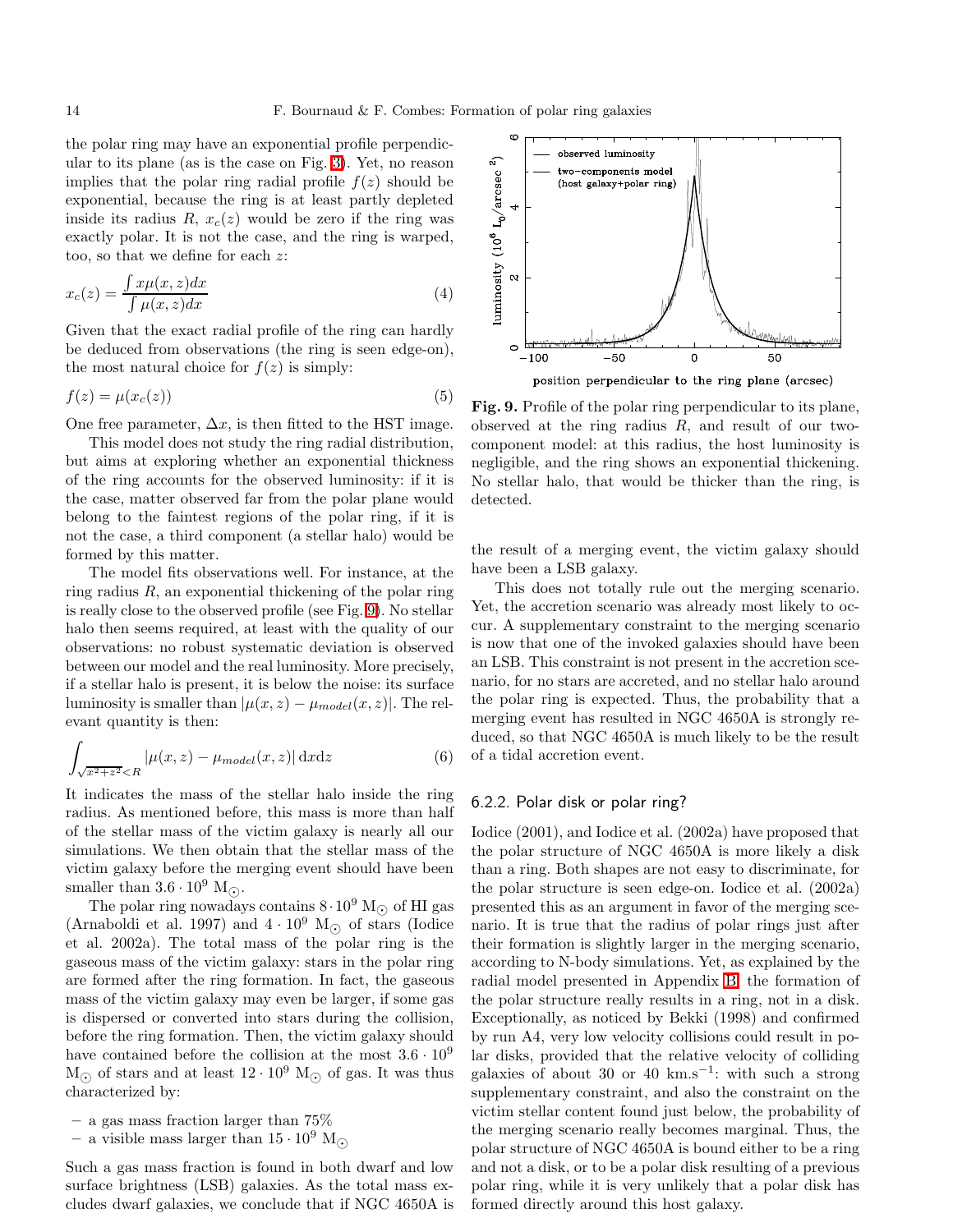the polar ring may have an exponential profile perpendicular to its plane (as is the case on Fig. 3). Yet, no reason implies that the polar ring radial profile $f(z)$ should be exponential, because the ring is at least partly depleted inside its radius $R$, $x_c(z)$ would be zero if the ring was exactly polar. It is not the case, and the ring is warped, too, so that we define for each $z$:

$$x_c(z) = \frac{\int x\mu(x,z)dx}{\int \mu(x,z)dx} \quad (4)$$

Given that the exact radial profile of the ring can hardly be deduced from observations (the ring is seen edge-on), the most natural choice for $f(z)$ is simply:

$$f(z) = \mu(x_c(z)) \quad (5)$$

One free parameter, $\Delta x$, is then fitted to the HST image.

This model does not study the ring radial distribution, but aims at exploring whether an exponential thickness of the ring accounts for the observed luminosity: if it is the case, matter observed far from the polar plane would belong to the faintest regions of the polar ring, if it is not the case, a third component (a stellar halo) would be formed by this matter.

The model fits observations well. For instance, at the ring radius $R$, an exponential thickening of the polar ring is really close to the observed profile (see Fig. 9). No stellar halo then seems required, at least with the quality of our observations: no robust systematic deviation is observed between our model and the real luminosity. More precisely, if a stellar halo is present, it is below the noise: its surface luminosity is smaller than $|\mu(x,z) - \mu_{model}(x,z)|$. The relevant quantity is then:

$$\int_{\sqrt{x^2+z^2}<R} |\mu(x,z) - \mu_{model}(x,z)| \, \mathrm{d}x\mathrm{d}z \quad (6)$$

It indicates the mass of the stellar halo inside the ring radius. As mentioned before, this mass is more than half of the stellar mass of the victim galaxy is nearly all our simulations. We then obtain that the stellar mass of the victim galaxy before the merging event should have been smaller than $3.6 \cdot 10^9$ M$_\odot$.

The polar ring nowadays contains $8 \cdot 10^9$ M$_\odot$ of HI gas (Arnaboldi et al. 1997) and $4 \cdot 10^9$ M$_\odot$ of stars (Iodice et al. 2002a). The total mass of the polar ring is the gaseous mass of the victim galaxy: stars in the polar ring are formed after the ring formation. In fact, the gaseous mass of the victim galaxy may even be larger, if some gas is dispersed or converted into stars during the collision, before the ring formation. Then, the victim galaxy should have contained before the collision at the most $3.6 \cdot 10^9$ M$_\odot$ of stars and at least $12 \cdot 10^9$ M$_\odot$ of gas. It was thus characterized by:

- a gas mass fraction larger than 75%
- a visible mass larger than $15 \cdot 10^9$ M$_\odot$

Such a gas mass fraction is found in both dwarf and low surface brightness (LSB) galaxies. As the total mass excludes dwarf galaxies, we conclude that if NGC 4650A is the result of a merging event, the victim galaxy should have been a LSB galaxy.

**Fig. 9.** Profile of the polar ring perpendicular to its plane, observed at the ring radius $R$, and result of our two-component model: at this radius, the host luminosity is negligible, and the ring shows an exponential thickening. No stellar halo, that would be thicker than the ring, is detected.

This does not totally rule out the merging scenario. Yet, the accretion scenario was already most likely to occur. A supplementary constraint to the merging scenario is now that one of the invoked galaxies should have been an LSB. This constraint is not present in the accretion scenario, for no stars are accreted, and no stellar halo around the polar ring is expected. Thus, the probability that a merging event has resulted in NGC 4650A is strongly reduced, so that NGC 4650A is much likely to be the result of a tidal accretion event.

#### 6.2.2. Polar disk or polar ring?

Iodice (2001), and Iodice et al. (2002a) have proposed that the polar structure of NGC 4650A is more likely a disk than a ring. Both shapes are not easy to discriminate, for the polar structure is seen edge-on. Iodice et al. (2002a) presented this as an argument in favor of the merging scenario. It is true that the radius of polar rings just after their formation is slightly larger in the merging scenario, according to N-body simulations. Yet, as explained by the radial model presented in Appendix B, the formation of the polar structure really results in a ring, not in a disk. Exceptionally, as noticed by Bekki (1998) and confirmed by run A4, very low velocity collisions could result in polar disks, provided that the relative velocity of colliding galaxies of about 30 or 40 km.s$^{-1}$: with such a strong supplementary constraint, and also the constraint on the victim stellar content found just below, the probability of the merging scenario really becomes marginal. Thus, the polar structure of NGC 4650A is bound either to be a ring and not a disk, or to be a polar disk resulting of a previous polar ring, while it is very unlikely that a polar disk has formed directly around this host galaxy.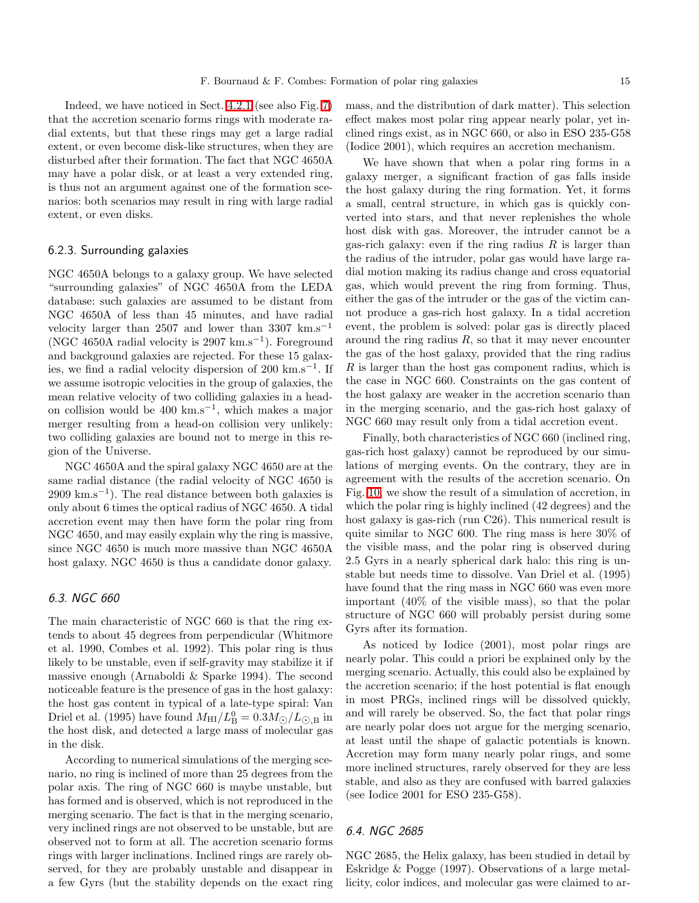Indeed, we have noticed in Sect. 4.2.1 (see also Fig. 7) that the accretion scenario forms rings with moderate radial extents, but that these rings may get a large radial extent, or even become disk-like structures, when they are disturbed after their formation. The fact that NGC 4650A may have a polar disk, or at least a very extended ring, is thus not an argument against one of the formation scenarios: both scenarios may result in ring with large radial extent, or even disks.

#### 6.2.3. Surrounding galaxies

NGC 4650A belongs to a galaxy group. We have selected "surrounding galaxies" of NGC 4650A from the LEDA database: such galaxies are assumed to be distant from NGC 4650A of less than 45 minutes, and have radial velocity larger than 2507 and lower than 3307 km.s$^{-1}$ (NGC 4650A radial velocity is 2907 km.s$^{-1}$). Foreground and background galaxies are rejected. For these 15 galaxies, we find a radial velocity dispersion of 200 km.s$^{-1}$. If we assume isotropic velocities in the group of galaxies, the mean relative velocity of two colliding galaxies in a head-on collision would be 400 km.s$^{-1}$, which makes a major merger resulting from a head-on collision very unlikely: two colliding galaxies are bound not to merge in this region of the Universe.

NGC 4650A and the spiral galaxy NGC 4650 are at the same radial distance (the radial velocity of NGC 4650 is 2909 km.s$^{-1}$). The real distance between both galaxies is only about 6 times the optical radius of NGC 4650. A tidal accretion event may then have form the polar ring from NGC 4650, and may easily explain why the ring is massive, since NGC 4650 is much more massive than NGC 4650A host galaxy. NGC 4650 is thus a candidate donor galaxy.

### *6.3. NGC 660*

The main characteristic of NGC 660 is that the ring extends to about 45 degrees from perpendicular (Whitmore et al. 1990, Combes et al. 1992). This polar ring is thus likely to be unstable, even if self-gravity may stabilize it if massive enough (Arnaboldi & Sparke 1994). The second noticeable feature is the presence of gas in the host galaxy: the host gas content in typical of a late-type spiral: Van Driel et al. (1995) have found $M_{\rm HI}/L_{\rm B}^0 = 0.3 M_\odot/L_{\odot,\rm B}$ in the host disk, and detected a large mass of molecular gas in the disk.

According to numerical simulations of the merging scenario, no ring is inclined of more than 25 degrees from the polar axis. The ring of NGC 660 is maybe unstable, but has formed and is observed, which is not reproduced in the merging scenario. The fact is that in the merging scenario, very inclined rings are not observed to be unstable, but are observed not to form at all. The accretion scenario forms rings with larger inclinations. Inclined rings are rarely observed, for they are probably unstable and disappear in a few Gyrs (but the stability depends on the exact ring mass, and the distribution of dark matter). This selection effect makes most polar ring appear nearly polar, yet inclined rings exist, as in NGC 660, or also in ESO 235-G58 (Iodice 2001), which requires an accretion mechanism.

We have shown that when a polar ring forms in a galaxy merger, a significant fraction of gas falls inside the host galaxy during the ring formation. Yet, it forms a small, central structure, in which gas is quickly converted into stars, and that never replenishes the whole host disk with gas. Moreover, the intruder cannot be a gas-rich galaxy: even if the ring radius $R$ is larger than the radius of the intruder, polar gas would have large radial motion making its radius change and cross equatorial gas, which would prevent the ring from forming. Thus, either the gas of the intruder or the gas of the victim cannot produce a gas-rich host galaxy. In a tidal accretion event, the problem is solved: polar gas is directly placed around the ring radius $R$, so that it may never encounter the gas of the host galaxy, provided that the ring radius $R$ is larger than the host gas component radius, which is the case in NGC 660. Constraints on the gas content of the host galaxy are weaker in the accretion scenario than in the merging scenario, and the gas-rich host galaxy of NGC 660 may result only from a tidal accretion event.

Finally, both characteristics of NGC 660 (inclined ring, gas-rich host galaxy) cannot be reproduced by our simulations of merging events. On the contrary, they are in agreement with the results of the accretion scenario. On Fig. 10, we show the result of a simulation of accretion, in which the polar ring is highly inclined (42 degrees) and the host galaxy is gas-rich (run C26). This numerical result is quite similar to NGC 600. The ring mass is here 30% of the visible mass, and the polar ring is observed during 2.5 Gyrs in a nearly spherical dark halo: this ring is unstable but needs time to dissolve. Van Driel et al. (1995) have found that the ring mass in NGC 660 was even more important (40% of the visible mass), so that the polar structure of NGC 660 will probably persist during some Gyrs after its formation.

As noticed by Iodice (2001), most polar rings are nearly polar. This could a priori be explained only by the merging scenario. Actually, this could also be explained by the accretion scenario; if the host potential is flat enough in most PRGs, inclined rings will be dissolved quickly, and will rarely be observed. So, the fact that polar rings are nearly polar does not argue for the merging scenario, at least until the shape of galactic potentials is known. Accretion may form many nearly polar rings, and some more inclined structures, rarely observed for they are less stable, and also as they are confused with barred galaxies (see Iodice 2001 for ESO 235-G58).

### *6.4. NGC 2685*

NGC 2685, the Helix galaxy, has been studied in detail by Eskridge & Pogge (1997). Observations of a large metallicity, color indices, and molecular gas were claimed to ar-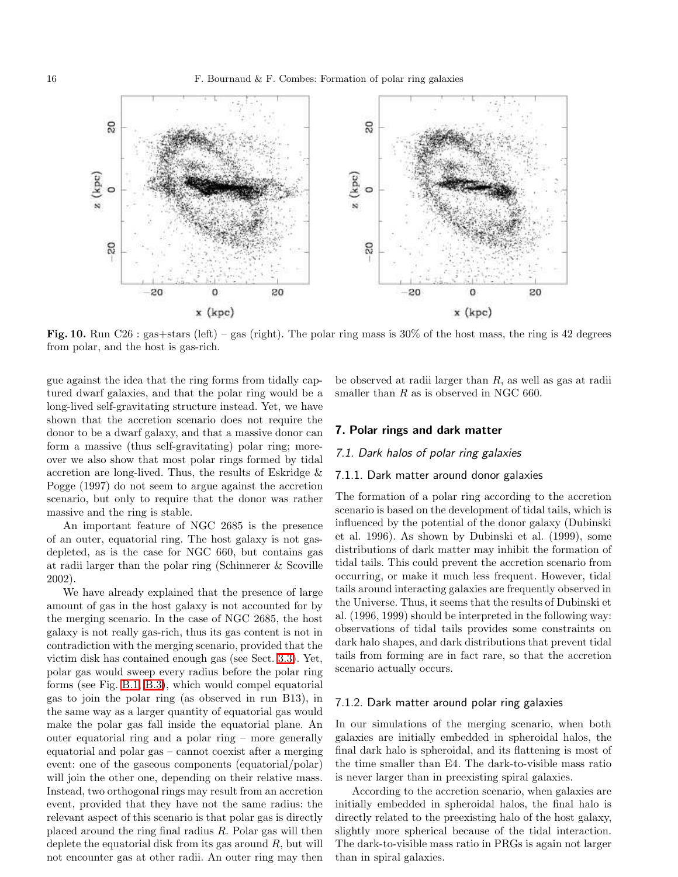**Fig. 10.** Run C26 : gas+stars (left) – gas (right). The polar ring mass is 30% of the host mass, the ring is 42 degrees from polar, and the host is gas-rich.

gue against the idea that the ring forms from tidally captured dwarf galaxies, and that the polar ring would be a long-lived self-gravitating structure instead. Yet, we have shown that the accretion scenario does not require the donor to be a dwarf galaxy, and that a massive donor can form a massive (thus self-gravitating) polar ring; moreover we also show that most polar rings formed by tidal accretion are long-lived. Thus, the results of Eskridge & Pogge (1997) do not seem to argue against the accretion scenario, but only to require that the donor was rather massive and the ring is stable.

An important feature of NGC 2685 is the presence of an outer, equatorial ring. The host galaxy is not gas-depleted, as is the case for NGC 660, but contains gas at radii larger than the polar ring (Schinnerer & Scoville 2002).

We have already explained that the presence of large amount of gas in the host galaxy is not accounted for by the merging scenario. In the case of NGC 2685, the host galaxy is not really gas-rich, thus its gas content is not in contradiction with the merging scenario, provided that the victim disk has contained enough gas (see Sect. 3.3). Yet, polar gas would sweep every radius before the polar ring forms (see Fig. B.1, B.3), which would compel equatorial gas to join the polar ring (as observed in run B13), in the same way as a larger quantity of equatorial gas would make the polar gas fall inside the equatorial plane. An outer equatorial ring and a polar ring – more generally equatorial and polar gas – cannot coexist after a merging event: one of the gaseous components (equatorial/polar) will join the other one, depending on their relative mass. Instead, two orthogonal rings may result from an accretion event, provided that they have not the same radius: the relevant aspect of this scenario is that polar gas is directly placed around the ring final radius $R$. Polar gas will then deplete the equatorial disk from its gas around $R$, but will not encounter gas at other radii. An outer ring may then be observed at radii larger than $R$, as well as gas at radii smaller than $R$ as is observed in NGC 660.

## 7. Polar rings and dark matter

### 7.1. Dark halos of polar ring galaxies

#### 7.1.1. Dark matter around donor galaxies

The formation of a polar ring according to the accretion scenario is based on the development of tidal tails, which is influenced by the potential of the donor galaxy (Dubinski et al. 1996). As shown by Dubinski et al. (1999), some distributions of dark matter may inhibit the formation of tidal tails. This could prevent the accretion scenario from occurring, or make it much less frequent. However, tidal tails around interacting galaxies are frequently observed in the Universe. Thus, it seems that the results of Dubinski et al. (1996, 1999) should be interpreted in the following way: observations of tidal tails provides some constraints on dark halo shapes, and dark distributions that prevent tidal tails from forming are in fact rare, so that the accretion scenario actually occurs.

#### 7.1.2. Dark matter around polar ring galaxies

In our simulations of the merging scenario, when both galaxies are initially embedded in spheroidal halos, the final dark halo is spheroidal, and its flattening is most of the time smaller than E4. The dark-to-visible mass ratio is never larger than in preexisting spiral galaxies.

According to the accretion scenario, when galaxies are initially embedded in spheroidal halos, the final halo is directly related to the preexisting halo of the host galaxy, slightly more spherical because of the tidal interaction. The dark-to-visible mass ratio in PRGs is again not larger than in spiral galaxies.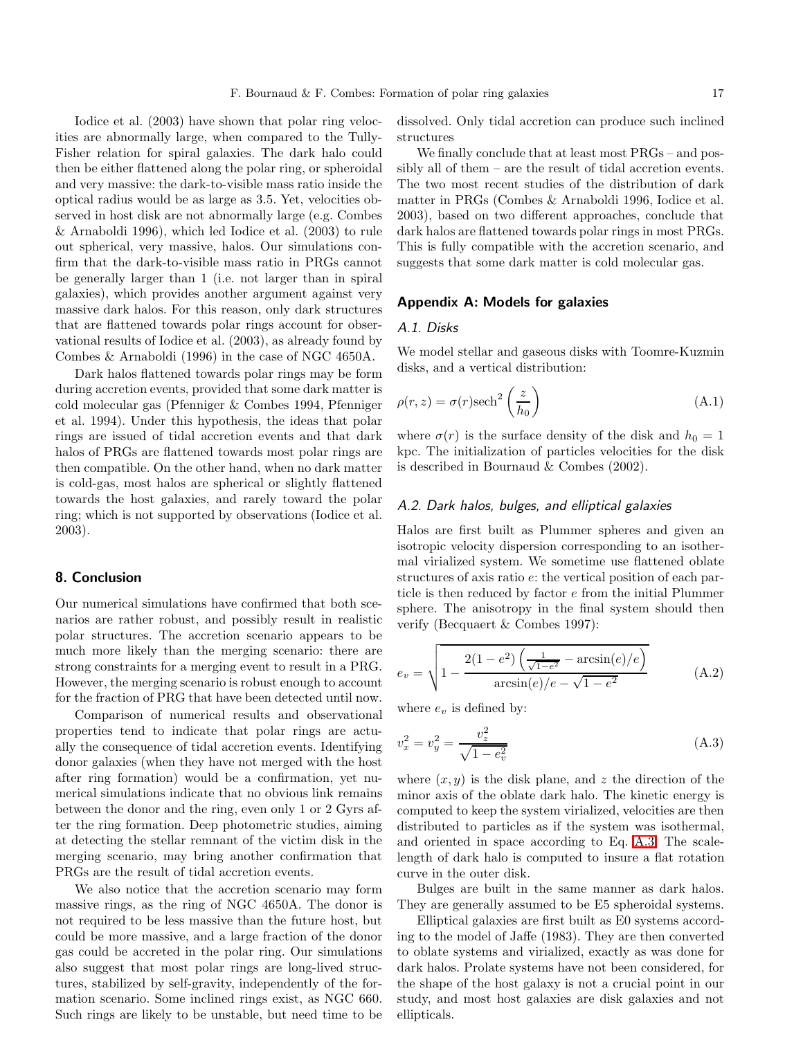Iodice et al. (2003) have shown that polar ring velocities are abnormally large, when compared to the Tully-Fisher relation for spiral galaxies. The dark halo could then be either flattened along the polar ring, or spheroidal and very massive: the dark-to-visible mass ratio inside the optical radius would be as large as 3.5. Yet, velocities observed in host disk are not abnormally large (e.g. Combes & Arnaboldi 1996), which led Iodice et al. (2003) to rule out spherical, very massive, halos. Our simulations confirm that the dark-to-visible mass ratio in PRGs cannot be generally larger than 1 (i.e. not larger than in spiral galaxies), which provides another argument against very massive dark halos. For this reason, only dark structures that are flattened towards polar rings account for observational results of Iodice et al. (2003), as already found by Combes & Arnaboldi (1996) in the case of NGC 4650A.

Dark halos flattened towards polar rings may be form during accretion events, provided that some dark matter is cold molecular gas (Pfenniger & Combes 1994, Pfenniger et al. 1994). Under this hypothesis, the ideas that polar rings are issued of tidal accretion events and that dark halos of PRGs are flattened towards most polar rings are then compatible. On the other hand, when no dark matter is cold-gas, most halos are spherical or slightly flattened towards the host galaxies, and rarely toward the polar ring; which is not supported by observations (Iodice et al. 2003).

## 8. Conclusion

Our numerical simulations have confirmed that both scenarios are rather robust, and possibly result in realistic polar structures. The accretion scenario appears to be much more likely than the merging scenario: there are strong constraints for a merging event to result in a PRG. However, the merging scenario is robust enough to account for the fraction of PRG that have been detected until now.

Comparison of numerical results and observational properties tend to indicate that polar rings are actually the consequence of tidal accretion events. Identifying donor galaxies (when they have not merged with the host after ring formation) would be a confirmation, yet numerical simulations indicate that no obvious link remains between the donor and the ring, even only 1 or 2 Gyrs after the ring formation. Deep photometric studies, aiming at detecting the stellar remnant of the victim disk in the merging scenario, may bring another confirmation that PRGs are the result of tidal accretion events.

We also notice that the accretion scenario may form massive rings, as the ring of NGC 4650A. The donor is not required to be less massive than the future host, but could be more massive, and a large fraction of the donor gas could be accreted in the polar ring. Our simulations also suggest that most polar rings are long-lived structures, stabilized by self-gravity, independently of the formation scenario. Some inclined rings exist, as NGC 660. Such rings are likely to be unstable, but need time to be dissolved. Only tidal accretion can produce such inclined structures

We finally conclude that at least most PRGs – and possibly all of them – are the result of tidal accretion events. The two most recent studies of the distribution of dark matter in PRGs (Combes & Arnaboldi 1996, Iodice et al. 2003), based on two different approaches, conclude that dark halos are flattened towards polar rings in most PRGs. This is fully compatible with the accretion scenario, and suggests that some dark matter is cold molecular gas.

## Appendix A: Models for galaxies

### A.1. Disks

We model stellar and gaseous disks with Toomre-Kuzmin disks, and a vertical distribution:

$$\rho(r,z) = \sigma(r)\mathrm{sech}^2\left(\frac{z}{h_0}\right) \tag{A.1}$$

where $\sigma(r)$ is the surface density of the disk and $h_0 = 1$ kpc. The initialization of particles velocities for the disk is described in Bournaud & Combes (2002).

### A.2. Dark halos, bulges, and elliptical galaxies

Halos are first built as Plummer spheres and given an isotropic velocity dispersion corresponding to an isothermal virialized system. We sometime use flattened oblate structures of axis ratio $e$: the vertical position of each particle is then reduced by factor $e$ from the initial Plummer sphere. The anisotropy in the final system should then verify (Becquaert & Combes 1997):

$$e_v = \sqrt{1 - \frac{2(1-e^2)\left(\frac{1}{\sqrt{1-e^2}} - \arcsin(e)/e\right)}{\arcsin(e)/e - \sqrt{1-e^2}}} \tag{A.2}$$

where $e_v$ is defined by:

$$v_x^2 = v_y^2 = \frac{v_z^2}{\sqrt{1-e_v^2}} \tag{A.3}$$

where $(x, y)$ is the disk plane, and $z$ the direction of the minor axis of the oblate dark halo. The kinetic energy is computed to keep the system virialized, velocities are then distributed to particles as if the system was isothermal, and oriented in space according to Eq. A.3. The scale-length of dark halo is computed to insure a flat rotation curve in the outer disk.

Bulges are built in the same manner as dark halos. They are generally assumed to be E5 spheroidal systems.

Elliptical galaxies are first built as E0 systems according to the model of Jaffe (1983). They are then converted to oblate systems and virialized, exactly as was done for dark halos. Prolate systems have not been considered, for the shape of the host galaxy is not a crucial point in our study, and most host galaxies are disk galaxies and not ellipticals.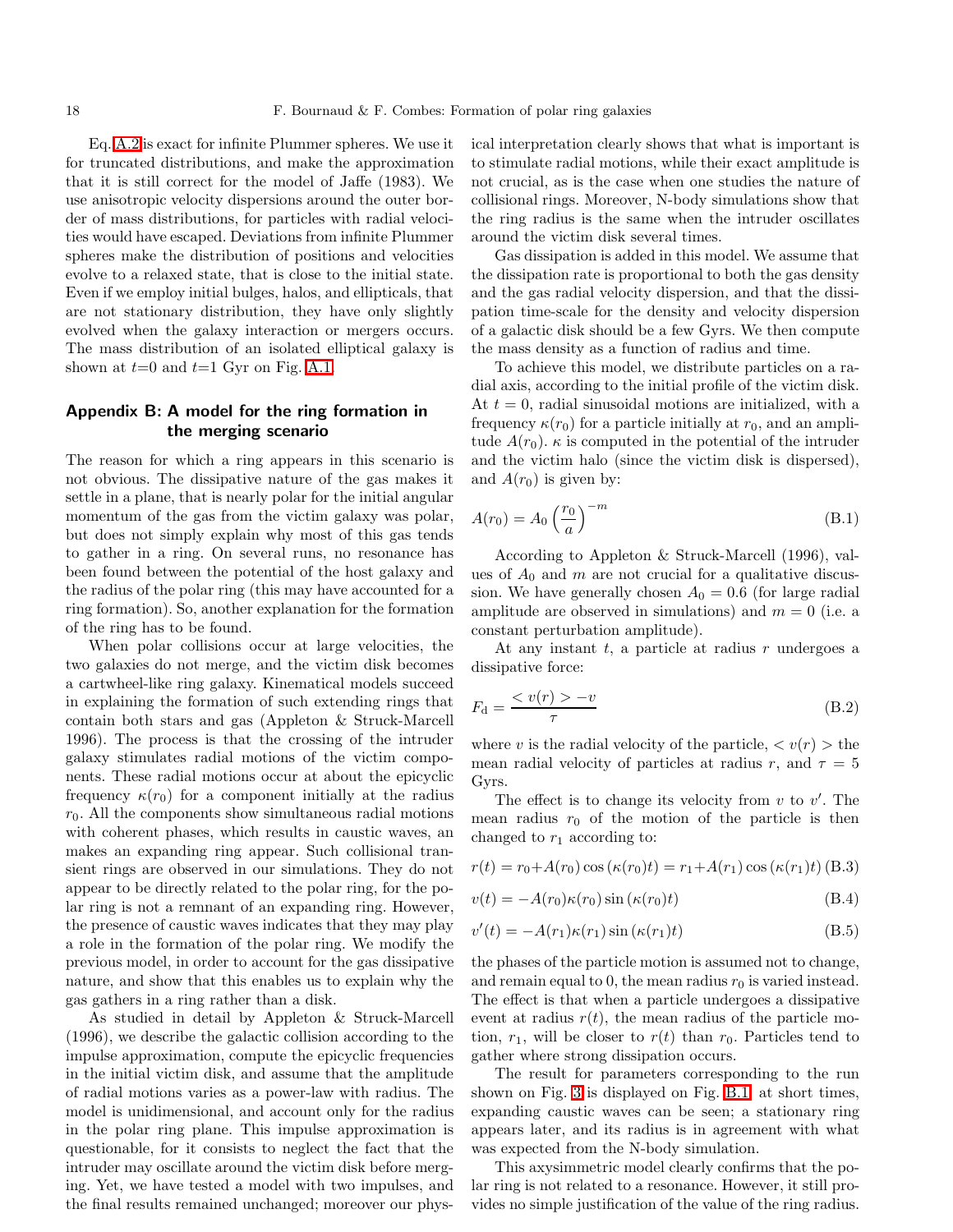Eq. A.2 is exact for infinite Plummer spheres. We use it for truncated distributions, and make the approximation that it is still correct for the model of Jaffe (1983). We use anisotropic velocity dispersions around the outer border of mass distributions, for particles with radial velocities would have escaped. Deviations from infinite Plummer spheres make the distribution of positions and velocities evolve to a relaxed state, that is close to the initial state. Even if we employ initial bulges, halos, and ellipticals, that are not stationary distribution, they have only slightly evolved when the galaxy interaction or mergers occurs. The mass distribution of an isolated elliptical galaxy is shown at $t$=0 and $t$=1 Gyr on Fig. A.1.

## Appendix B: A model for the ring formation in the merging scenario

The reason for which a ring appears in this scenario is not obvious. The dissipative nature of the gas makes it settle in a plane, that is nearly polar for the initial angular momentum of the gas from the victim galaxy was polar, but does not simply explain why most of this gas tends to gather in a ring. On several runs, no resonance has been found between the potential of the host galaxy and the radius of the polar ring (this may have accounted for a ring formation). So, another explanation for the formation of the ring has to be found.

When polar collisions occur at large velocities, the two galaxies do not merge, and the victim disk becomes a cartwheel-like ring galaxy. Kinematical models succeed in explaining the formation of such extending rings that contain both stars and gas (Appleton & Struck-Marcell 1996). The process is that the crossing of the intruder galaxy stimulates radial motions of the victim components. These radial motions occur at about the epicyclic frequency $\kappa(r_0)$ for a component initially at the radius $r_0$. All the components show simultaneous radial motions with coherent phases, which results in caustic waves, an makes an expanding ring appear. Such collisional transient rings are observed in our simulations. They do not appear to be directly related to the polar ring, for the polar ring is not a remnant of an expanding ring. However, the presence of caustic waves indicates that they may play a role in the formation of the polar ring. We modify the previous model, in order to account for the gas dissipative nature, and show that this enables us to explain why the gas gathers in a ring rather than a disk.

As studied in detail by Appleton & Struck-Marcell (1996), we describe the galactic collision according to the impulse approximation, compute the epicyclic frequencies in the initial victim disk, and assume that the amplitude of radial motions varies as a power-law with radius. The model is unidimensional, and account only for the radius in the polar ring plane. This impulse approximation is questionable, for it consists to neglect the fact that the intruder may oscillate around the victim disk before merging. Yet, we have tested a model with two impulses, and the final results remained unchanged; moreover our physical interpretation clearly shows that what is important is to stimulate radial motions, while their exact amplitude is not crucial, as is the case when one studies the nature of collisional rings. Moreover, N-body simulations show that the ring radius is the same when the intruder oscillates around the victim disk several times.

Gas dissipation is added in this model. We assume that the dissipation rate is proportional to both the gas density and the gas radial velocity dispersion, and that the dissipation time-scale for the density and velocity dispersion of a galactic disk should be a few Gyrs. We then compute the mass density as a function of radius and time.

To achieve this model, we distribute particles on a radial axis, according to the initial profile of the victim disk. At $t=0$, radial sinusoidal motions are initialized, with a frequency $\kappa(r_0)$ for a particle initially at $r_0$, and an amplitude $A(r_0)$. $\kappa$ is computed in the potential of the intruder and the victim halo (since the victim disk is dispersed), and $A(r_0)$ is given by:

$$A(r_0) = A_0 \left(\frac{r_0}{a}\right)^{-m} \tag{B.1}$$

According to Appleton & Struck-Marcell (1996), values of $A_0$ and $m$ are not crucial for a qualitative discussion. We have generally chosen $A_0 = 0.6$ (for large radial amplitude are observed in simulations) and $m = 0$ (i.e. a constant perturbation amplitude).

At any instant $t$, a particle at radius $r$ undergoes a dissipative force:

$$F_{\rm d} = \frac{<v(r)> - v}{\tau} \tag{B.2}$$

where $v$ is the radial velocity of the particle, $<v(r)>$ the mean radial velocity of particles at radius $r$, and $\tau = 5$ Gyrs.

The effect is to change its velocity from $v$ to $v'$. The mean radius $r_0$ of the motion of the particle is then changed to $r_1$ according to:

$$r(t) = r_0 + A(r_0)\cos\left(\kappa(r_0)t\right) = r_1 + A(r_1)\cos\left(\kappa(r_1)t\right) \tag{B.3}$$

$$v(t) = -A(r_0)\kappa(r_0)\sin\left(\kappa(r_0)t\right) \tag{B.4}$$

$$v'(t) = -A(r_1)\kappa(r_1)\sin\left(\kappa(r_1)t\right) \tag{B.5}$$

the phases of the particle motion is assumed not to change, and remain equal to 0, the mean radius $r_0$ is varied instead. The effect is that when a particle undergoes a dissipative event at radius $r(t)$, the mean radius of the particle motion, $r_1$, will be closer to $r(t)$ than $r_0$. Particles tend to gather where strong dissipation occurs.

The result for parameters corresponding to the run shown on Fig. 3 is displayed on Fig. B.1: at short times, expanding caustic waves can be seen; a stationary ring appears later, and its radius is in agreement with what was expected from the N-body simulation.

This axysimmetric model clearly confirms that the polar ring is not related to a resonance. However, it still provides no simple justification of the value of the ring radius.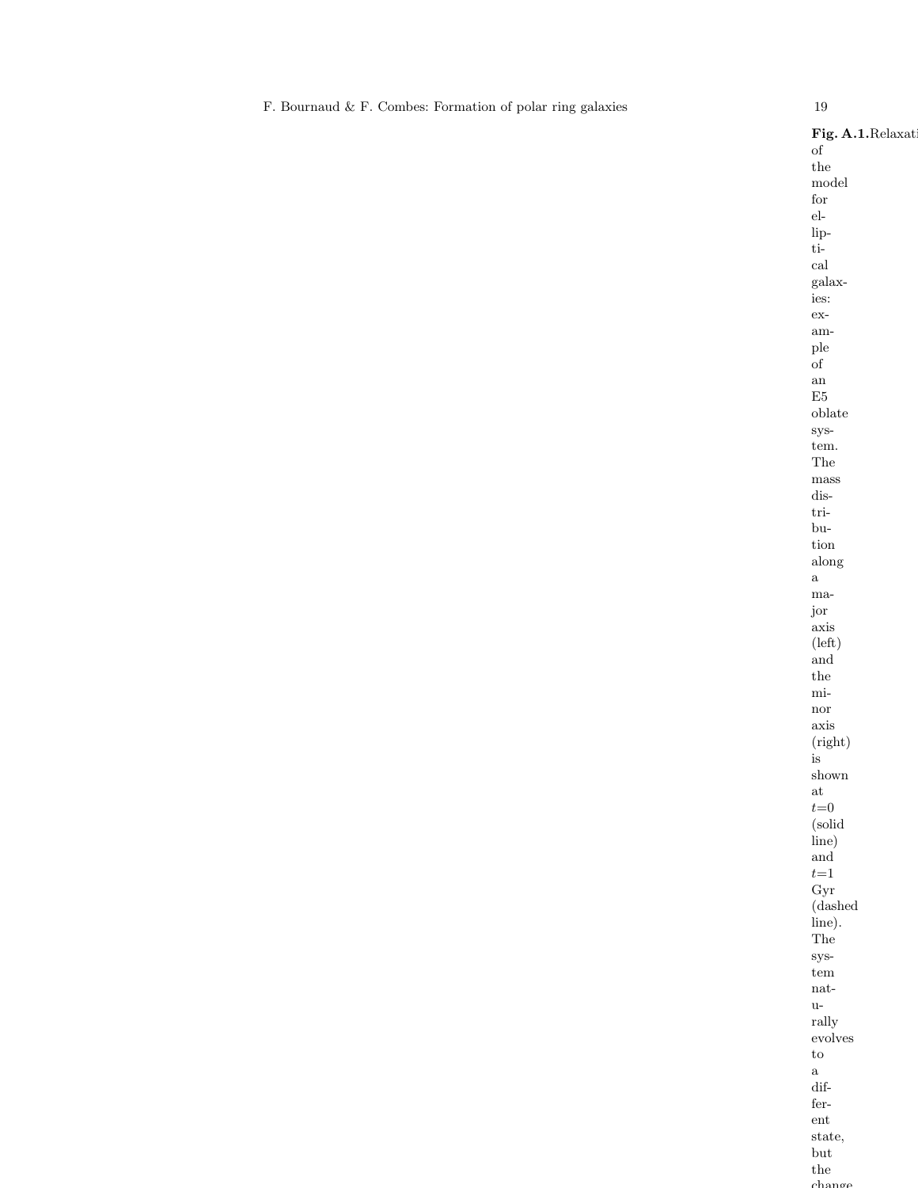**Fig. A.1.** Relaxation of the model for elliptical galaxies: example of an E5 oblate system. The mass distribution along a major axis (left) and the minor axis (right) is shown at $t$=0 (solid line) and $t$=1 Gyr (dashed line). The system naturally evolves to a different state, but the change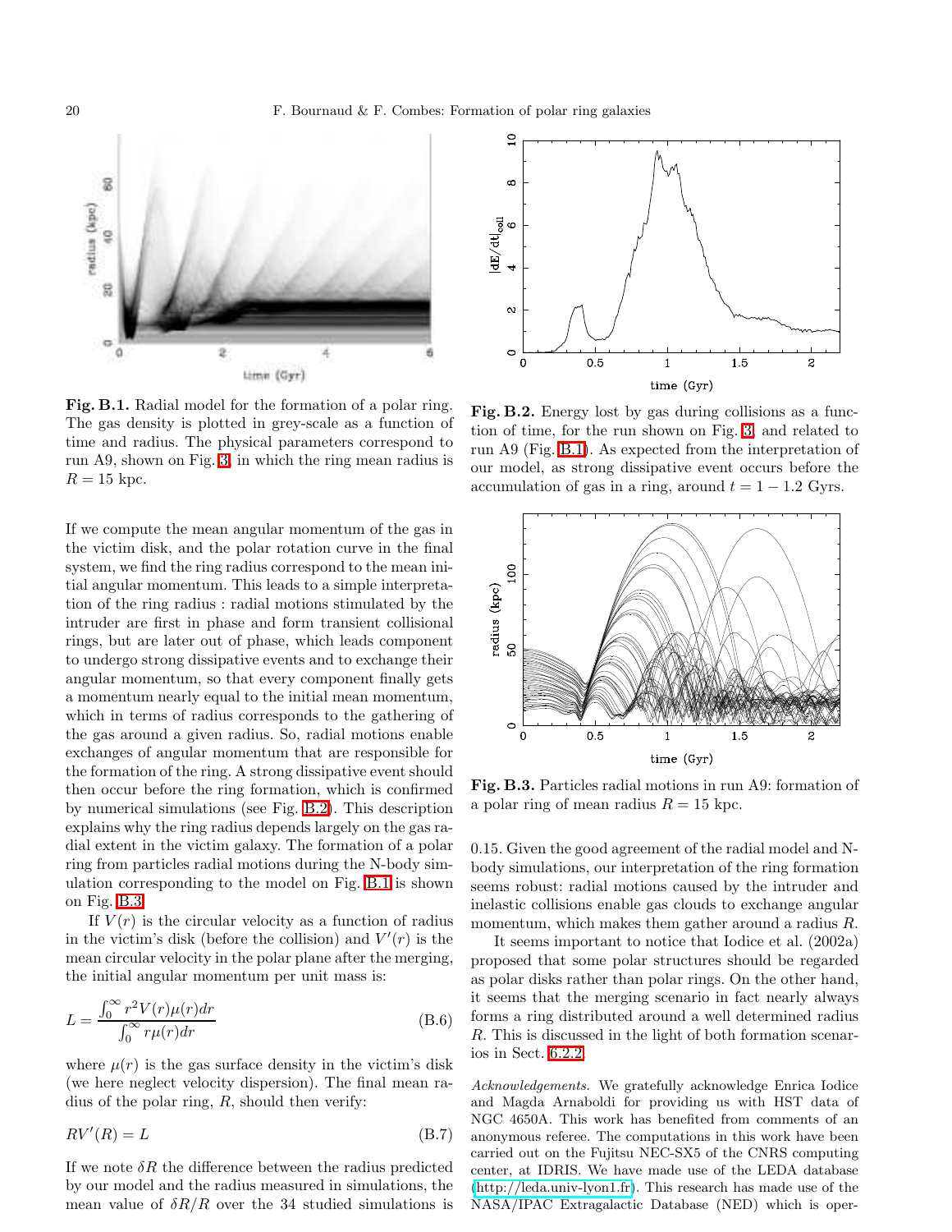**Fig. B.1.** Radial model for the formation of a polar ring. The gas density is plotted in grey-scale as a function of time and radius. The physical parameters correspond to run A9, shown on Fig. 3, in which the ring mean radius is $R = 15$ kpc.

If we compute the mean angular momentum of the gas in the victim disk, and the polar rotation curve in the final system, we find the ring radius correspond to the mean initial angular momentum. This leads to a simple interpretation of the ring radius : radial motions stimulated by the intruder are first in phase and form transient collisional rings, but are later out of phase, which leads component to undergo strong dissipative events and to exchange their angular momentum, so that every component finally gets a momentum nearly equal to the initial mean momentum, which in terms of radius corresponds to the gathering of the gas around a given radius. So, radial motions enable exchanges of angular momentum that are responsible for the formation of the ring. A strong dissipative event should then occur before the ring formation, which is confirmed by numerical simulations (see Fig. B.2). This description explains why the ring radius depends largely on the gas radial extent in the victim galaxy. The formation of a polar ring from particles radial motions during the N-body simulation corresponding to the model on Fig. B.1 is shown on Fig. B.3.

If $V(r)$ is the circular velocity as a function of radius in the victim's disk (before the collision) and $V'(r)$ is the mean circular velocity in the polar plane after the merging, the initial angular momentum per unit mass is:

$$L = \frac{\int_0^\infty r^2 V(r) \mu(r) dr}{\int_0^\infty r \mu(r) dr} \tag{B.6}$$

where $\mu(r)$ is the gas surface density in the victim's disk (we here neglect velocity dispersion). The final mean radius of the polar ring, $R$, should then verify:

$$R V'(R) = L \tag{B.7}$$

If we note $\delta R$ the difference between the radius predicted by our model and the radius measured in simulations, the mean value of $\delta R / R$ over the 34 studied simulations is 0.15. Given the good agreement of the radial model and N-body simulations, our interpretation of the ring formation seems robust: radial motions caused by the intruder and inelastic collisions enable gas clouds to exchange angular momentum, which makes them gather around a radius $R$.

**Fig. B.2.** Energy lost by gas during collisions as a function of time, for the run shown on Fig. 3, and related to run A9 (Fig. B.1). As expected from the interpretation of our model, as strong dissipative event occurs before the accumulation of gas in a ring, around $t = 1 - 1.2$ Gyrs.

**Fig. B.3.** Particles radial motions in run A9: formation of a polar ring of mean radius $R = 15$ kpc.

It seems important to notice that Iodice et al. (2002a) proposed that some polar structures should be regarded as polar disks rather than polar rings. On the other hand, it seems that the merging scenario in fact nearly always forms a ring distributed around a well determined radius $R$. This is discussed in the light of both formation scenarios in Sect. 6.2.2.

*Acknowledgements.* We gratefully acknowledge Enrica Iodice and Magda Arnaboldi for providing us with HST data of NGC 4650A. This work has benefited from comments of an anonymous referee. The computations in this work have been carried out on the Fujitsu NEC-SX5 of the CNRS computing center, at IDRIS. We have made use of the LEDA database (http://leda.univ-lyon1.fr). This research has made use of the NASA/IPAC Extragalactic Database (NED) which is oper-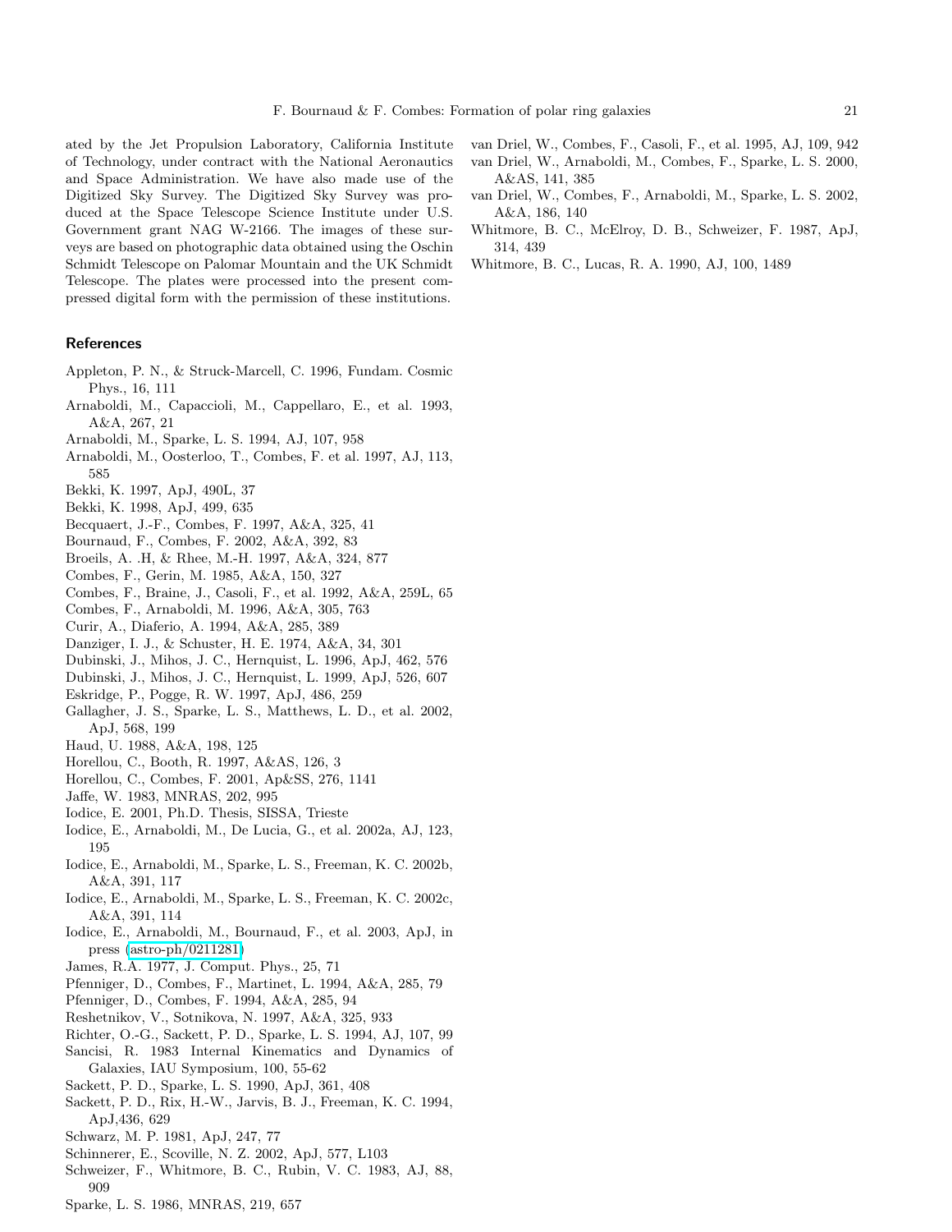ated by the Jet Propulsion Laboratory, California Institute of Technology, under contract with the National Aeronautics and Space Administration. We have also made use of the Digitized Sky Survey. The Digitized Sky Survey was produced at the Space Telescope Science Institute under U.S. Government grant NAG W-2166. The images of these surveys are based on photographic data obtained using the Oschin Schmidt Telescope on Palomar Mountain and the UK Schmidt Telescope. The plates were processed into the present compressed digital form with the permission of these institutions.

## References

Appleton, P. N., & Struck-Marcell, C. 1996, Fundam. Cosmic Phys., 16, 111
Arnaboldi, M., Capaccioli, M., Cappellaro, E., et al. 1993, A&A, 267, 21
Arnaboldi, M., Sparke, L. S. 1994, AJ, 107, 958
Arnaboldi, M., Oosterloo, T., Combes, F. et al. 1997, AJ, 113, 585
Bekki, K. 1997, ApJ, 490L, 37
Bekki, K. 1998, ApJ, 499, 635
Becquaert, J.-F., Combes, F. 1997, A&A, 325, 41
Bournaud, F., Combes, F. 2002, A&A, 392, 83
Broeils, A. .H, & Rhee, M.-H. 1997, A&A, 324, 877
Combes, F., Gerin, M. 1985, A&A, 150, 327
Combes, F., Braine, J., Casoli, F., et al. 1992, A&A, 259L, 65
Combes, F., Arnaboldi, M. 1996, A&A, 305, 763
Curir, A., Diaferio, A. 1994, A&A, 285, 389
Danziger, I. J., & Schuster, H. E. 1974, A&A, 34, 301
Dubinski, J., Mihos, J. C., Hernquist, L. 1996, ApJ, 462, 576
Dubinski, J., Mihos, J. C., Hernquist, L. 1999, ApJ, 526, 607
Eskridge, P., Pogge, R. W. 1997, ApJ, 486, 259
Gallagher, J. S., Sparke, L. S., Matthews, L. D., et al. 2002, ApJ, 568, 199
Haud, U. 1988, A&A, 198, 125
Horellou, C., Booth, R. 1997, A&AS, 126, 3
Horellou, C., Combes, F. 2001, Ap&SS, 276, 1141
Jaffe, W. 1983, MNRAS, 202, 995
Iodice, E. 2001, Ph.D. Thesis, SISSA, Trieste
Iodice, E., Arnaboldi, M., De Lucia, G., et al. 2002a, AJ, 123, 195
Iodice, E., Arnaboldi, M., Sparke, L. S., Freeman, K. C. 2002b, A&A, 391, 117
Iodice, E., Arnaboldi, M., Sparke, L. S., Freeman, K. C. 2002c, A&A, 391, 114
Iodice, E., Arnaboldi, M., Bournaud, F., et al. 2003, ApJ, in press (astro-ph/0211281)
James, R.A. 1977, J. Comput. Phys., 25, 71
Pfenniger, D., Combes, F., Martinet, L. 1994, A&A, 285, 79
Pfenniger, D., Combes, F. 1994, A&A, 285, 94
Reshetnikov, V., Sotnikova, N. 1997, A&A, 325, 933
Richter, O.-G., Sackett, P. D., Sparke, L. S. 1994, AJ, 107, 99
Sancisi, R. 1983 Internal Kinematics and Dynamics of Galaxies, IAU Symposium, 100, 55-62
Sackett, P. D., Sparke, L. S. 1990, ApJ, 361, 408
Sackett, P. D., Rix, H.-W., Jarvis, B. J., Freeman, K. C. 1994, ApJ,436, 629
Schwarz, M. P. 1981, ApJ, 247, 77
Schinnerer, E., Scoville, N. Z. 2002, ApJ, 577, L103
Schweizer, F., Whitmore, B. C., Rubin, V. C. 1983, AJ, 88, 909
Sparke, L. S. 1986, MNRAS, 219, 657
van Driel, W., Combes, F., Casoli, F., et al. 1995, AJ, 109, 942
van Driel, W., Arnaboldi, M., Combes, F., Sparke, L. S. 2000, A&AS, 141, 385
van Driel, W., Combes, F., Arnaboldi, M., Sparke, L. S. 2002, A&A, 186, 140
Whitmore, B. C., McElroy, D. B., Schweizer, F. 1987, ApJ, 314, 439
Whitmore, B. C., Lucas, R. A. 1990, AJ, 100, 1489